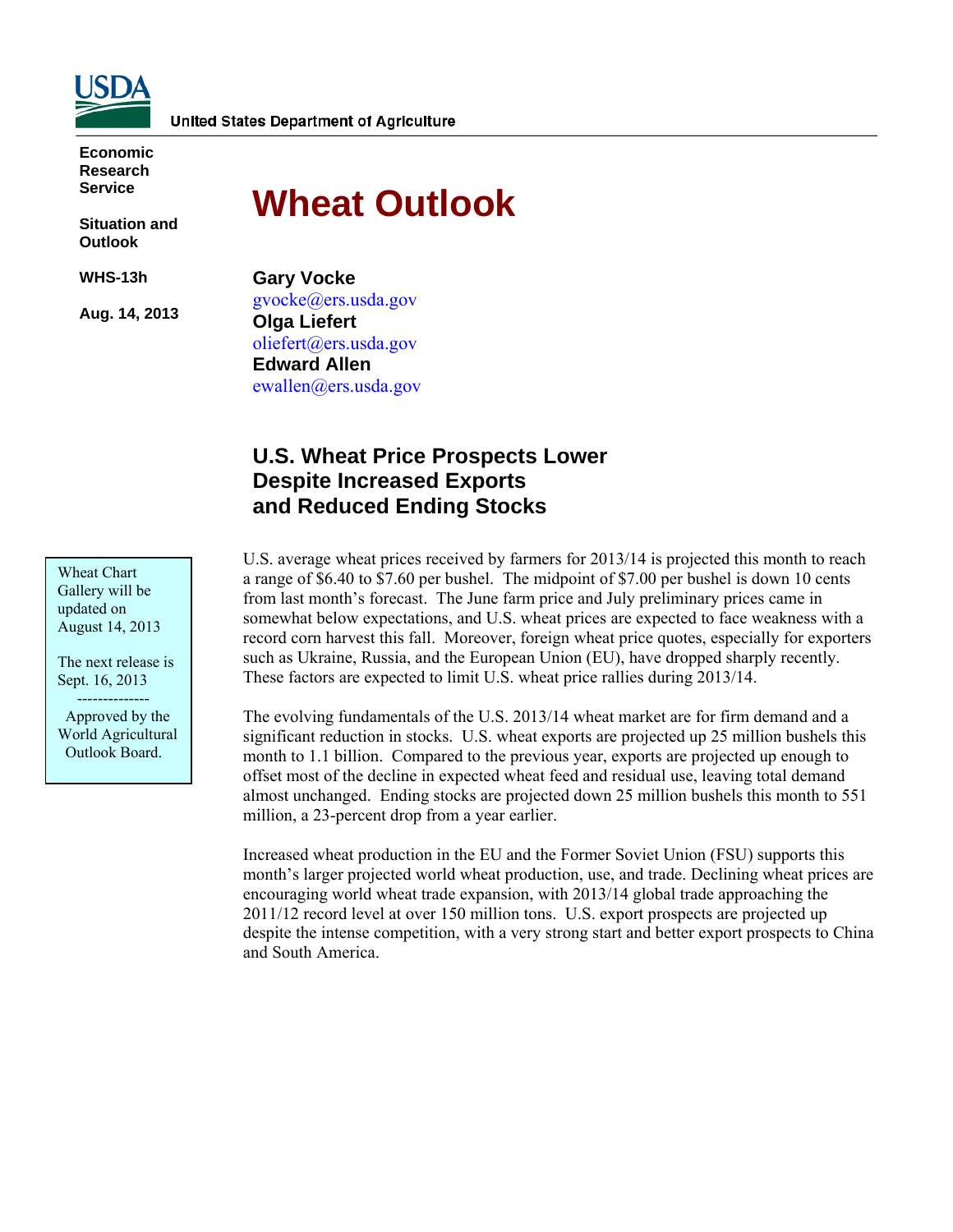United States Department of Agriculture

Economic Research Service

Situation and Outlook

WHS-13h

Aug. 14, 2013

# Wheat Outlook

**Gary Vocke**
gvocke@ers.usda.gov
**Olga Liefert**
oliefert@ers.usda.gov
**Edward Allen**
ewallen@ers.usda.gov

Wheat Chart Gallery will be updated on August 14, 2013

The next release is Sept. 16, 2013

--------------

Approved by the World Agricultural Outlook Board.

## U.S. Wheat Price Prospects Lower Despite Increased Exports and Reduced Ending Stocks

U.S. average wheat prices received by farmers for 2013/14 is projected this month to reach a range of $6.40 to $7.60 per bushel. The midpoint of $7.00 per bushel is down 10 cents from last month's forecast. The June farm price and July preliminary prices came in somewhat below expectations, and U.S. wheat prices are expected to face weakness with a record corn harvest this fall. Moreover, foreign wheat price quotes, especially for exporters such as Ukraine, Russia, and the European Union (EU), have dropped sharply recently. These factors are expected to limit U.S. wheat price rallies during 2013/14.

The evolving fundamentals of the U.S. 2013/14 wheat market are for firm demand and a significant reduction in stocks. U.S. wheat exports are projected up 25 million bushels this month to 1.1 billion. Compared to the previous year, exports are projected up enough to offset most of the decline in expected wheat feed and residual use, leaving total demand almost unchanged. Ending stocks are projected down 25 million bushels this month to 551 million, a 23-percent drop from a year earlier.

Increased wheat production in the EU and the Former Soviet Union (FSU) supports this month's larger projected world wheat production, use, and trade. Declining wheat prices are encouraging world wheat trade expansion, with 2013/14 global trade approaching the 2011/12 record level at over 150 million tons. U.S. export prospects are projected up despite the intense competition, with a very strong start and better export prospects to China and South America.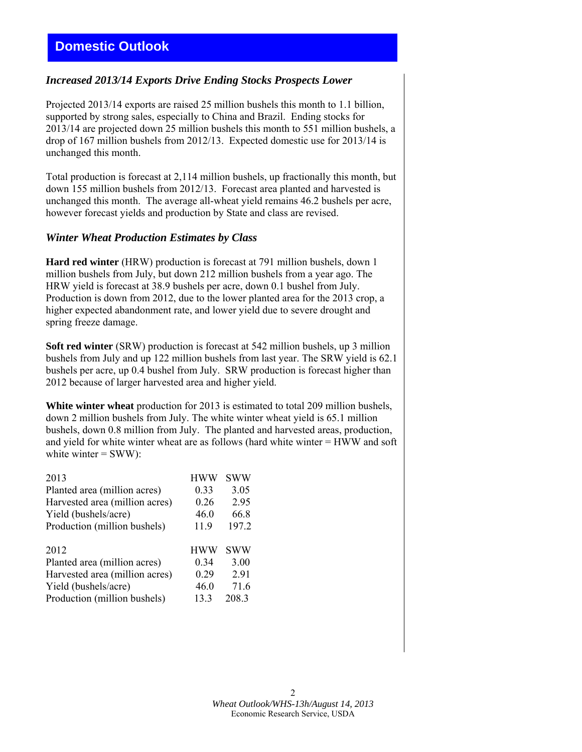# Domestic Outlook

### *Increased 2013/14 Exports Drive Ending Stocks Prospects Lower*

Projected 2013/14 exports are raised 25 million bushels this month to 1.1 billion, supported by strong sales, especially to China and Brazil. Ending stocks for 2013/14 are projected down 25 million bushels this month to 551 million bushels, a drop of 167 million bushels from 2012/13. Expected domestic use for 2013/14 is unchanged this month.

Total production is forecast at 2,114 million bushels, up fractionally this month, but down 155 million bushels from 2012/13. Forecast area planted and harvested is unchanged this month. The average all-wheat yield remains 46.2 bushels per acre, however forecast yields and production by State and class are revised.

### *Winter Wheat Production Estimates by Class*

**Hard red winter** (HRW) production is forecast at 791 million bushels, down 1 million bushels from July, but down 212 million bushels from a year ago. The HRW yield is forecast at 38.9 bushels per acre, down 0.1 bushel from July. Production is down from 2012, due to the lower planted area for the 2013 crop, a higher expected abandonment rate, and lower yield due to severe drought and spring freeze damage.

**Soft red winter** (SRW) production is forecast at 542 million bushels, up 3 million bushels from July and up 122 million bushels from last year. The SRW yield is 62.1 bushels per acre, up 0.4 bushel from July. SRW production is forecast higher than 2012 because of larger harvested area and higher yield.

**White winter wheat** production for 2013 is estimated to total 209 million bushels, down 2 million bushels from July. The white winter wheat yield is 65.1 million bushels, down 0.8 million from July. The planted and harvested areas, production, and yield for white winter wheat are as follows (hard white winter = HWW and soft white winter = SWW):

| 2013 | HWW | SWW |
|---|---|---|
| Planted area (million acres) | 0.33 | 3.05 |
| Harvested area (million acres) | 0.26 | 2.95 |
| Yield (bushels/acre) | 46.0 | 66.8 |
| Production (million bushels) | 11.9 | 197.2 |

| 2012 | HWW | SWW |
|---|---|---|
| Planted area (million acres) | 0.34 | 3.00 |
| Harvested area (million acres) | 0.29 | 2.91 |
| Yield (bushels/acre) | 46.0 | 71.6 |
| Production (million bushels) | 13.3 | 208.3 |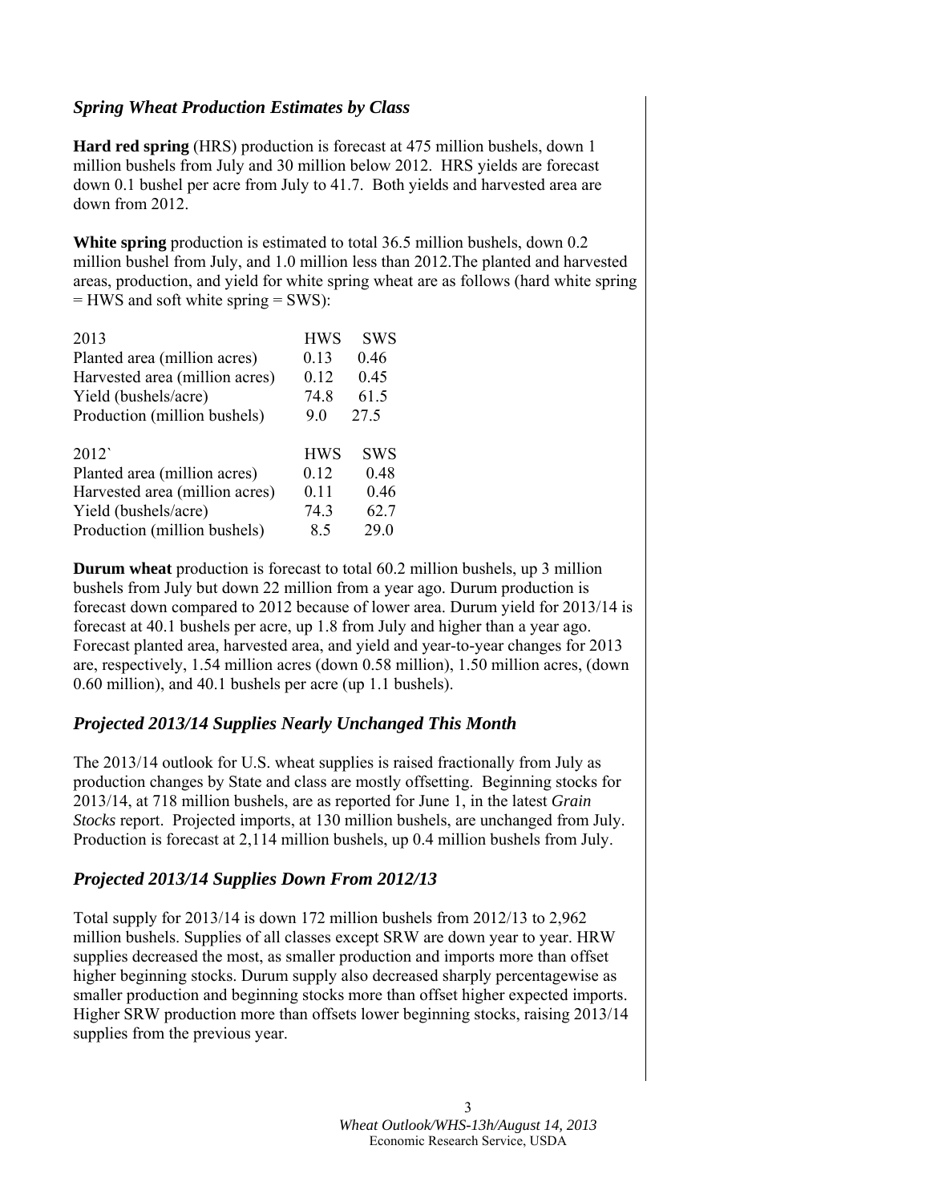### *Spring Wheat Production Estimates by Class*

**Hard red spring** (HRS) production is forecast at 475 million bushels, down 1 million bushels from July and 30 million below 2012. HRS yields are forecast down 0.1 bushel per acre from July to 41.7. Both yields and harvested area are down from 2012.

**White spring** production is estimated to total 36.5 million bushels, down 0.2 million bushel from July, and 1.0 million less than 2012.The planted and harvested areas, production, and yield for white spring wheat are as follows (hard white spring = HWS and soft white spring = SWS):

| 2013 | HWS | SWS |
|---|---|---|
| Planted area (million acres) | 0.13 | 0.46 |
| Harvested area (million acres) | 0.12 | 0.45 |
| Yield (bushels/acre) | 74.8 | 61.5 |
| Production (million bushels) | 9.0 | 27.5 |

| 2012` | HWS | SWS |
|---|---|---|
| Planted area (million acres) | 0.12 | 0.48 |
| Harvested area (million acres) | 0.11 | 0.46 |
| Yield (bushels/acre) | 74.3 | 62.7 |
| Production (million bushels) | 8.5 | 29.0 |

**Durum wheat** production is forecast to total 60.2 million bushels, up 3 million bushels from July but down 22 million from a year ago. Durum production is forecast down compared to 2012 because of lower area. Durum yield for 2013/14 is forecast at 40.1 bushels per acre, up 1.8 from July and higher than a year ago. Forecast planted area, harvested area, and yield and year-to-year changes for 2013 are, respectively, 1.54 million acres (down 0.58 million), 1.50 million acres, (down 0.60 million), and 40.1 bushels per acre (up 1.1 bushels).

### *Projected 2013/14 Supplies Nearly Unchanged This Month*

The 2013/14 outlook for U.S. wheat supplies is raised fractionally from July as production changes by State and class are mostly offsetting. Beginning stocks for 2013/14, at 718 million bushels, are as reported for June 1, in the latest *Grain Stocks* report. Projected imports, at 130 million bushels, are unchanged from July. Production is forecast at 2,114 million bushels, up 0.4 million bushels from July.

### *Projected 2013/14 Supplies Down From 2012/13*

Total supply for 2013/14 is down 172 million bushels from 2012/13 to 2,962 million bushels. Supplies of all classes except SRW are down year to year. HRW supplies decreased the most, as smaller production and imports more than offset higher beginning stocks. Durum supply also decreased sharply percentagewise as smaller production and beginning stocks more than offset higher expected imports. Higher SRW production more than offsets lower beginning stocks, raising 2013/14 supplies from the previous year.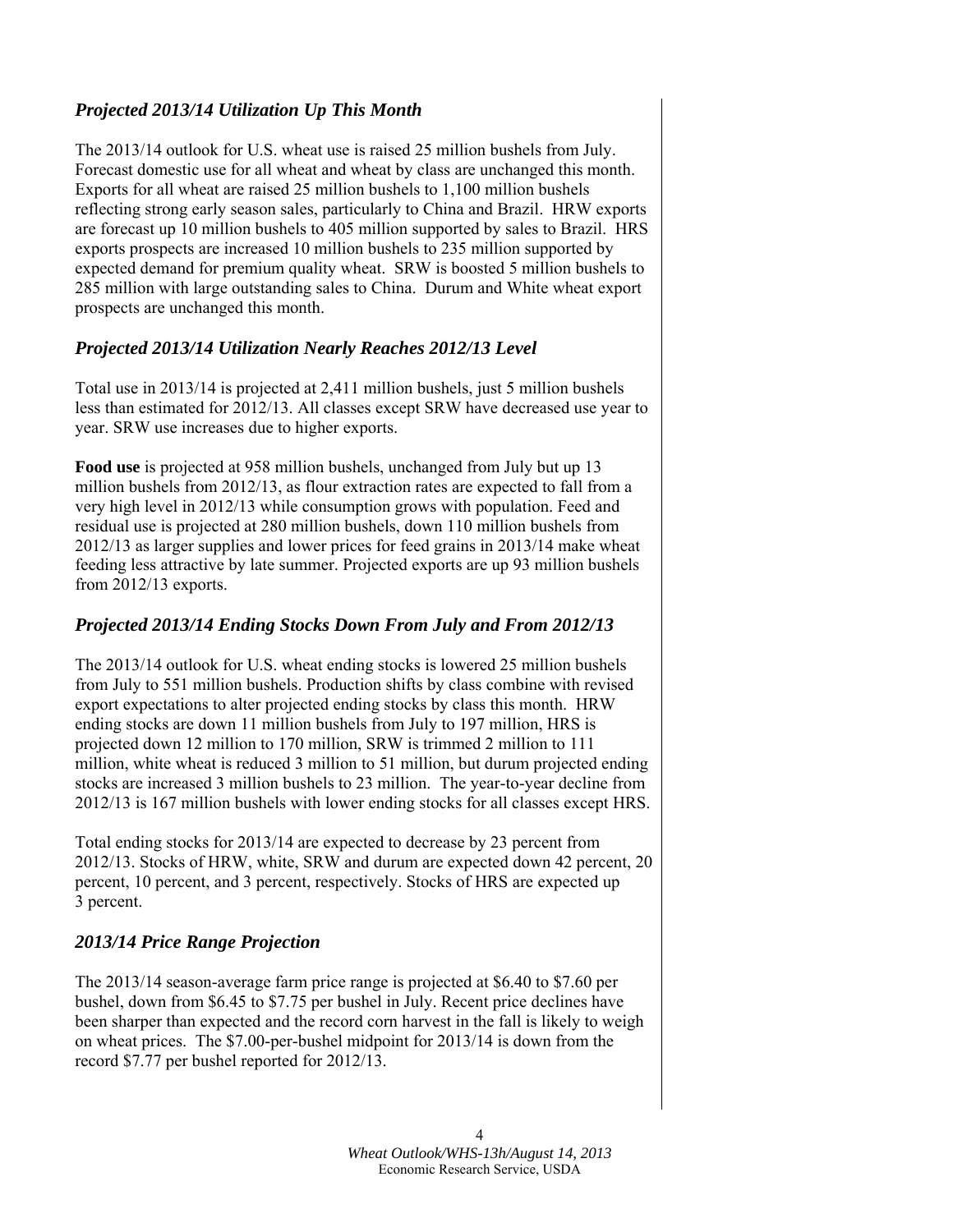## *Projected 2013/14 Utilization Up This Month*

The 2013/14 outlook for U.S. wheat use is raised 25 million bushels from July. Forecast domestic use for all wheat and wheat by class are unchanged this month. Exports for all wheat are raised 25 million bushels to 1,100 million bushels reflecting strong early season sales, particularly to China and Brazil. HRW exports are forecast up 10 million bushels to 405 million supported by sales to Brazil. HRS exports prospects are increased 10 million bushels to 235 million supported by expected demand for premium quality wheat. SRW is boosted 5 million bushels to 285 million with large outstanding sales to China. Durum and White wheat export prospects are unchanged this month.

## *Projected 2013/14 Utilization Nearly Reaches 2012/13 Level*

Total use in 2013/14 is projected at 2,411 million bushels, just 5 million bushels less than estimated for 2012/13. All classes except SRW have decreased use year to year. SRW use increases due to higher exports.

**Food use** is projected at 958 million bushels, unchanged from July but up 13 million bushels from 2012/13, as flour extraction rates are expected to fall from a very high level in 2012/13 while consumption grows with population. Feed and residual use is projected at 280 million bushels, down 110 million bushels from 2012/13 as larger supplies and lower prices for feed grains in 2013/14 make wheat feeding less attractive by late summer. Projected exports are up 93 million bushels from 2012/13 exports.

## *Projected 2013/14 Ending Stocks Down From July and From 2012/13*

The 2013/14 outlook for U.S. wheat ending stocks is lowered 25 million bushels from July to 551 million bushels. Production shifts by class combine with revised export expectations to alter projected ending stocks by class this month. HRW ending stocks are down 11 million bushels from July to 197 million, HRS is projected down 12 million to 170 million, SRW is trimmed 2 million to 111 million, white wheat is reduced 3 million to 51 million, but durum projected ending stocks are increased 3 million bushels to 23 million. The year-to-year decline from 2012/13 is 167 million bushels with lower ending stocks for all classes except HRS.

Total ending stocks for 2013/14 are expected to decrease by 23 percent from 2012/13. Stocks of HRW, white, SRW and durum are expected down 42 percent, 20 percent, 10 percent, and 3 percent, respectively. Stocks of HRS are expected up 3 percent.

## *2013/14 Price Range Projection*

The 2013/14 season-average farm price range is projected at $6.40 to $7.60 per bushel, down from $6.45 to $7.75 per bushel in July. Recent price declines have been sharper than expected and the record corn harvest in the fall is likely to weigh on wheat prices. The $7.00-per-bushel midpoint for 2013/14 is down from the record $7.77 per bushel reported for 2012/13.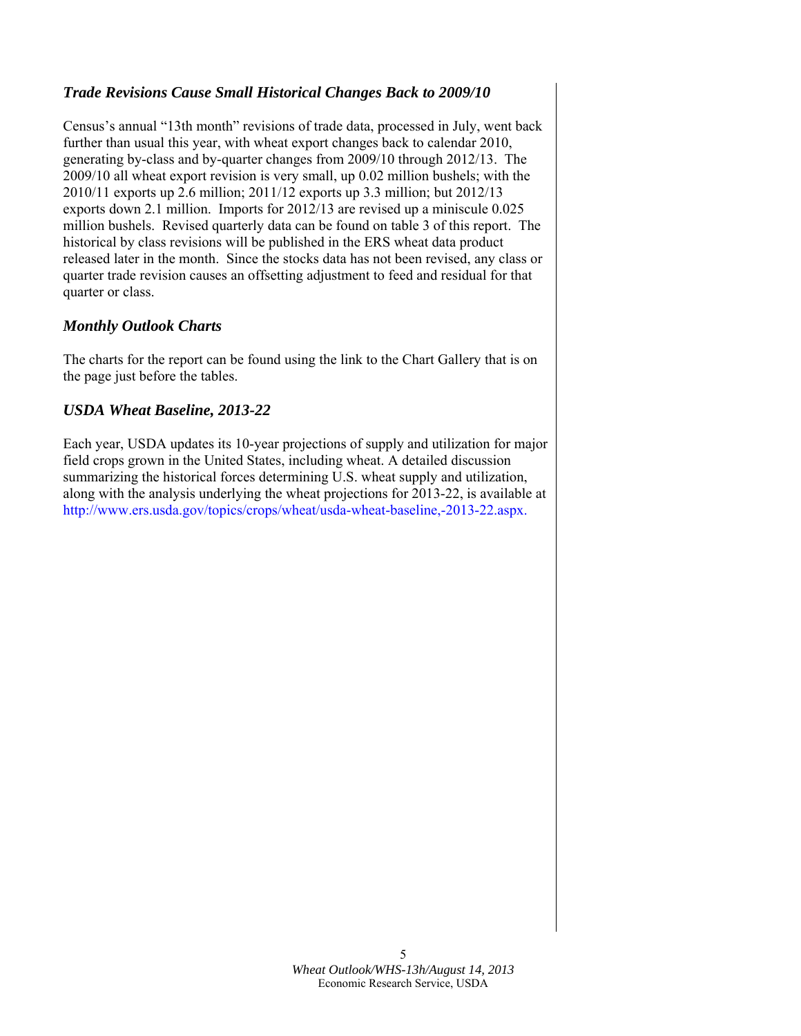## *Trade Revisions Cause Small Historical Changes Back to 2009/10*

Census's annual "13th month" revisions of trade data, processed in July, went back further than usual this year, with wheat export changes back to calendar 2010, generating by-class and by-quarter changes from 2009/10 through 2012/13. The 2009/10 all wheat export revision is very small, up 0.02 million bushels; with the 2010/11 exports up 2.6 million; 2011/12 exports up 3.3 million; but 2012/13 exports down 2.1 million. Imports for 2012/13 are revised up a miniscule 0.025 million bushels. Revised quarterly data can be found on table 3 of this report. The historical by class revisions will be published in the ERS wheat data product released later in the month. Since the stocks data has not been revised, any class or quarter trade revision causes an offsetting adjustment to feed and residual for that quarter or class.

## *Monthly Outlook Charts*

The charts for the report can be found using the link to the Chart Gallery that is on the page just before the tables.

## *USDA Wheat Baseline, 2013-22*

Each year, USDA updates its 10-year projections of supply and utilization for major field crops grown in the United States, including wheat. A detailed discussion summarizing the historical forces determining U.S. wheat supply and utilization, along with the analysis underlying the wheat projections for 2013-22, is available at http://www.ers.usda.gov/topics/crops/wheat/usda-wheat-baseline,-2013-22.aspx.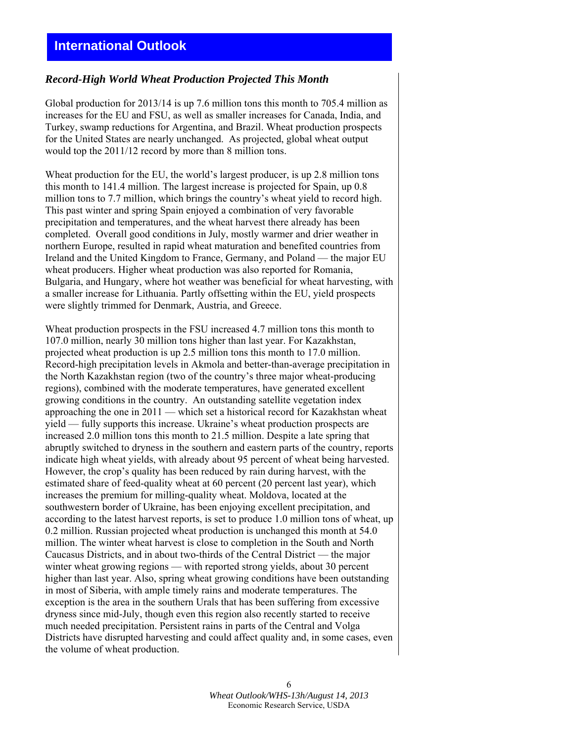# International Outlook

### *Record-High World Wheat Production Projected This Month*

Global production for 2013/14 is up 7.6 million tons this month to 705.4 million as increases for the EU and FSU, as well as smaller increases for Canada, India, and Turkey, swamp reductions for Argentina, and Brazil. Wheat production prospects for the United States are nearly unchanged. As projected, global wheat output would top the 2011/12 record by more than 8 million tons.

Wheat production for the EU, the world's largest producer, is up 2.8 million tons this month to 141.4 million. The largest increase is projected for Spain, up 0.8 million tons to 7.7 million, which brings the country's wheat yield to record high. This past winter and spring Spain enjoyed a combination of very favorable precipitation and temperatures, and the wheat harvest there already has been completed. Overall good conditions in July, mostly warmer and drier weather in northern Europe, resulted in rapid wheat maturation and benefited countries from Ireland and the United Kingdom to France, Germany, and Poland — the major EU wheat producers. Higher wheat production was also reported for Romania, Bulgaria, and Hungary, where hot weather was beneficial for wheat harvesting, with a smaller increase for Lithuania. Partly offsetting within the EU, yield prospects were slightly trimmed for Denmark, Austria, and Greece.

Wheat production prospects in the FSU increased 4.7 million tons this month to 107.0 million, nearly 30 million tons higher than last year. For Kazakhstan, projected wheat production is up 2.5 million tons this month to 17.0 million. Record-high precipitation levels in Akmola and better-than-average precipitation in the North Kazakhstan region (two of the country's three major wheat-producing regions), combined with the moderate temperatures, have generated excellent growing conditions in the country. An outstanding satellite vegetation index approaching the one in 2011 — which set a historical record for Kazakhstan wheat yield — fully supports this increase. Ukraine's wheat production prospects are increased 2.0 million tons this month to 21.5 million. Despite a late spring that abruptly switched to dryness in the southern and eastern parts of the country, reports indicate high wheat yields, with already about 95 percent of wheat being harvested. However, the crop's quality has been reduced by rain during harvest, with the estimated share of feed-quality wheat at 60 percent (20 percent last year), which increases the premium for milling-quality wheat. Moldova, located at the southwestern border of Ukraine, has been enjoying excellent precipitation, and according to the latest harvest reports, is set to produce 1.0 million tons of wheat, up 0.2 million. Russian projected wheat production is unchanged this month at 54.0 million. The winter wheat harvest is close to completion in the South and North Caucasus Districts, and in about two-thirds of the Central District — the major winter wheat growing regions — with reported strong yields, about 30 percent higher than last year. Also, spring wheat growing conditions have been outstanding in most of Siberia, with ample timely rains and moderate temperatures. The exception is the area in the southern Urals that has been suffering from excessive dryness since mid-July, though even this region also recently started to receive much needed precipitation. Persistent rains in parts of the Central and Volga Districts have disrupted harvesting and could affect quality and, in some cases, even the volume of wheat production.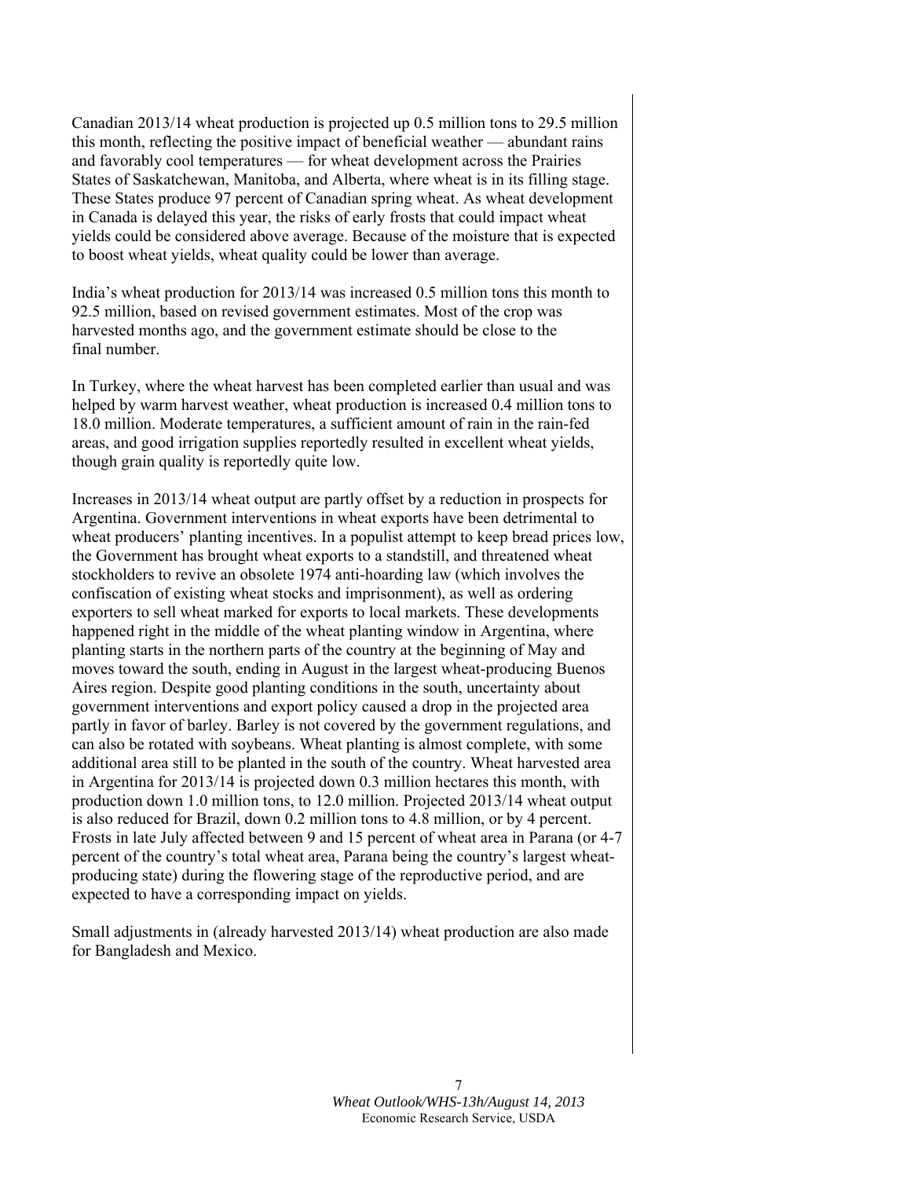Canadian 2013/14 wheat production is projected up 0.5 million tons to 29.5 million this month, reflecting the positive impact of beneficial weather — abundant rains and favorably cool temperatures — for wheat development across the Prairies States of Saskatchewan, Manitoba, and Alberta, where wheat is in its filling stage. These States produce 97 percent of Canadian spring wheat. As wheat development in Canada is delayed this year, the risks of early frosts that could impact wheat yields could be considered above average. Because of the moisture that is expected to boost wheat yields, wheat quality could be lower than average.

India's wheat production for 2013/14 was increased 0.5 million tons this month to 92.5 million, based on revised government estimates. Most of the crop was harvested months ago, and the government estimate should be close to the final number.

In Turkey, where the wheat harvest has been completed earlier than usual and was helped by warm harvest weather, wheat production is increased 0.4 million tons to 18.0 million. Moderate temperatures, a sufficient amount of rain in the rain-fed areas, and good irrigation supplies reportedly resulted in excellent wheat yields, though grain quality is reportedly quite low.

Increases in 2013/14 wheat output are partly offset by a reduction in prospects for Argentina. Government interventions in wheat exports have been detrimental to wheat producers' planting incentives. In a populist attempt to keep bread prices low, the Government has brought wheat exports to a standstill, and threatened wheat stockholders to revive an obsolete 1974 anti-hoarding law (which involves the confiscation of existing wheat stocks and imprisonment), as well as ordering exporters to sell wheat marked for exports to local markets. These developments happened right in the middle of the wheat planting window in Argentina, where planting starts in the northern parts of the country at the beginning of May and moves toward the south, ending in August in the largest wheat-producing Buenos Aires region. Despite good planting conditions in the south, uncertainty about government interventions and export policy caused a drop in the projected area partly in favor of barley. Barley is not covered by the government regulations, and can also be rotated with soybeans. Wheat planting is almost complete, with some additional area still to be planted in the south of the country. Wheat harvested area in Argentina for 2013/14 is projected down 0.3 million hectares this month, with production down 1.0 million tons, to 12.0 million. Projected 2013/14 wheat output is also reduced for Brazil, down 0.2 million tons to 4.8 million, or by 4 percent. Frosts in late July affected between 9 and 15 percent of wheat area in Parana (or 4-7 percent of the country's total wheat area, Parana being the country's largest wheat-producing state) during the flowering stage of the reproductive period, and are expected to have a corresponding impact on yields.

Small adjustments in (already harvested 2013/14) wheat production are also made for Bangladesh and Mexico.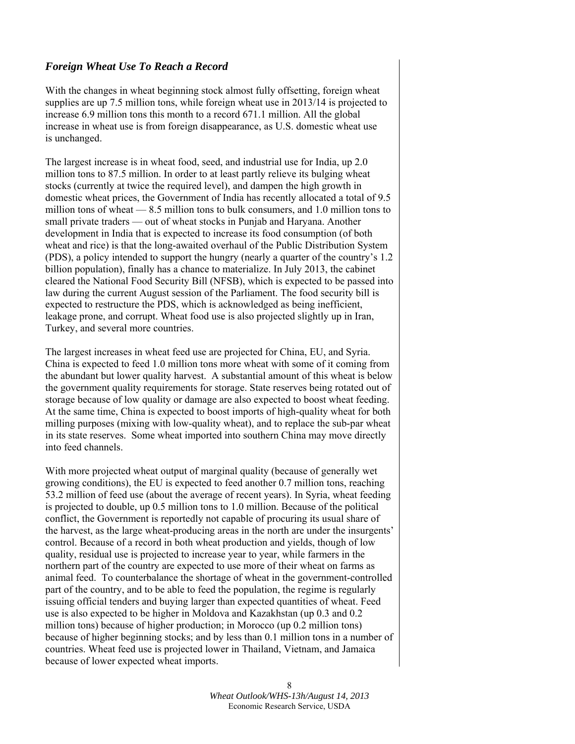## *Foreign Wheat Use To Reach a Record*

With the changes in wheat beginning stock almost fully offsetting, foreign wheat supplies are up 7.5 million tons, while foreign wheat use in 2013/14 is projected to increase 6.9 million tons this month to a record 671.1 million. All the global increase in wheat use is from foreign disappearance, as U.S. domestic wheat use is unchanged.

The largest increase is in wheat food, seed, and industrial use for India, up 2.0 million tons to 87.5 million. In order to at least partly relieve its bulging wheat stocks (currently at twice the required level), and dampen the high growth in domestic wheat prices, the Government of India has recently allocated a total of 9.5 million tons of wheat — 8.5 million tons to bulk consumers, and 1.0 million tons to small private traders — out of wheat stocks in Punjab and Haryana. Another development in India that is expected to increase its food consumption (of both wheat and rice) is that the long-awaited overhaul of the Public Distribution System (PDS), a policy intended to support the hungry (nearly a quarter of the country's 1.2 billion population), finally has a chance to materialize. In July 2013, the cabinet cleared the National Food Security Bill (NFSB), which is expected to be passed into law during the current August session of the Parliament. The food security bill is expected to restructure the PDS, which is acknowledged as being inefficient, leakage prone, and corrupt. Wheat food use is also projected slightly up in Iran, Turkey, and several more countries.

The largest increases in wheat feed use are projected for China, EU, and Syria. China is expected to feed 1.0 million tons more wheat with some of it coming from the abundant but lower quality harvest. A substantial amount of this wheat is below the government quality requirements for storage. State reserves being rotated out of storage because of low quality or damage are also expected to boost wheat feeding. At the same time, China is expected to boost imports of high-quality wheat for both milling purposes (mixing with low-quality wheat), and to replace the sub-par wheat in its state reserves. Some wheat imported into southern China may move directly into feed channels.

With more projected wheat output of marginal quality (because of generally wet growing conditions), the EU is expected to feed another 0.7 million tons, reaching 53.2 million of feed use (about the average of recent years). In Syria, wheat feeding is projected to double, up 0.5 million tons to 1.0 million. Because of the political conflict, the Government is reportedly not capable of procuring its usual share of the harvest, as the large wheat-producing areas in the north are under the insurgents' control. Because of a record in both wheat production and yields, though of low quality, residual use is projected to increase year to year, while farmers in the northern part of the country are expected to use more of their wheat on farms as animal feed. To counterbalance the shortage of wheat in the government-controlled part of the country, and to be able to feed the population, the regime is regularly issuing official tenders and buying larger than expected quantities of wheat. Feed use is also expected to be higher in Moldova and Kazakhstan (up 0.3 and 0.2 million tons) because of higher production; in Morocco (up 0.2 million tons) because of higher beginning stocks; and by less than 0.1 million tons in a number of countries. Wheat feed use is projected lower in Thailand, Vietnam, and Jamaica because of lower expected wheat imports.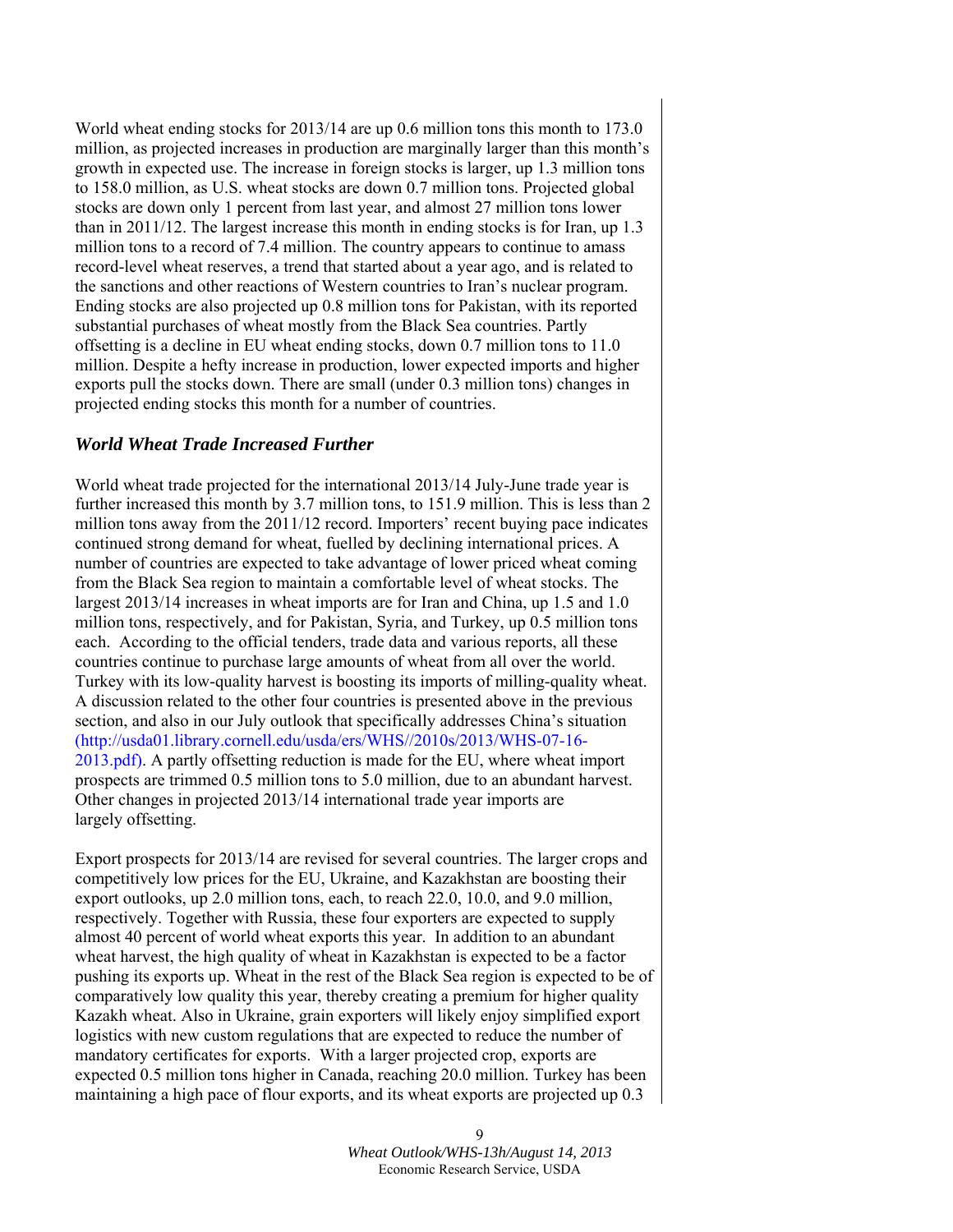World wheat ending stocks for 2013/14 are up 0.6 million tons this month to 173.0 million, as projected increases in production are marginally larger than this month's growth in expected use. The increase in foreign stocks is larger, up 1.3 million tons to 158.0 million, as U.S. wheat stocks are down 0.7 million tons. Projected global stocks are down only 1 percent from last year, and almost 27 million tons lower than in 2011/12. The largest increase this month in ending stocks is for Iran, up 1.3 million tons to a record of 7.4 million. The country appears to continue to amass record-level wheat reserves, a trend that started about a year ago, and is related to the sanctions and other reactions of Western countries to Iran's nuclear program. Ending stocks are also projected up 0.8 million tons for Pakistan, with its reported substantial purchases of wheat mostly from the Black Sea countries. Partly offsetting is a decline in EU wheat ending stocks, down 0.7 million tons to 11.0 million. Despite a hefty increase in production, lower expected imports and higher exports pull the stocks down. There are small (under 0.3 million tons) changes in projected ending stocks this month for a number of countries.

### *World Wheat Trade Increased Further*

World wheat trade projected for the international 2013/14 July-June trade year is further increased this month by 3.7 million tons, to 151.9 million. This is less than 2 million tons away from the 2011/12 record. Importers' recent buying pace indicates continued strong demand for wheat, fuelled by declining international prices. A number of countries are expected to take advantage of lower priced wheat coming from the Black Sea region to maintain a comfortable level of wheat stocks. The largest 2013/14 increases in wheat imports are for Iran and China, up 1.5 and 1.0 million tons, respectively, and for Pakistan, Syria, and Turkey, up 0.5 million tons each. According to the official tenders, trade data and various reports, all these countries continue to purchase large amounts of wheat from all over the world. Turkey with its low-quality harvest is boosting its imports of milling-quality wheat. A discussion related to the other four countries is presented above in the previous section, and also in our July outlook that specifically addresses China's situation (http://usda01.library.cornell.edu/usda/ers/WHS//2010s/2013/WHS-07-16-2013.pdf). A partly offsetting reduction is made for the EU, where wheat import prospects are trimmed 0.5 million tons to 5.0 million, due to an abundant harvest. Other changes in projected 2013/14 international trade year imports are largely offsetting.

Export prospects for 2013/14 are revised for several countries. The larger crops and competitively low prices for the EU, Ukraine, and Kazakhstan are boosting their export outlooks, up 2.0 million tons, each, to reach 22.0, 10.0, and 9.0 million, respectively. Together with Russia, these four exporters are expected to supply almost 40 percent of world wheat exports this year. In addition to an abundant wheat harvest, the high quality of wheat in Kazakhstan is expected to be a factor pushing its exports up. Wheat in the rest of the Black Sea region is expected to be of comparatively low quality this year, thereby creating a premium for higher quality Kazakh wheat. Also in Ukraine, grain exporters will likely enjoy simplified export logistics with new custom regulations that are expected to reduce the number of mandatory certificates for exports. With a larger projected crop, exports are expected 0.5 million tons higher in Canada, reaching 20.0 million. Turkey has been maintaining a high pace of flour exports, and its wheat exports are projected up 0.3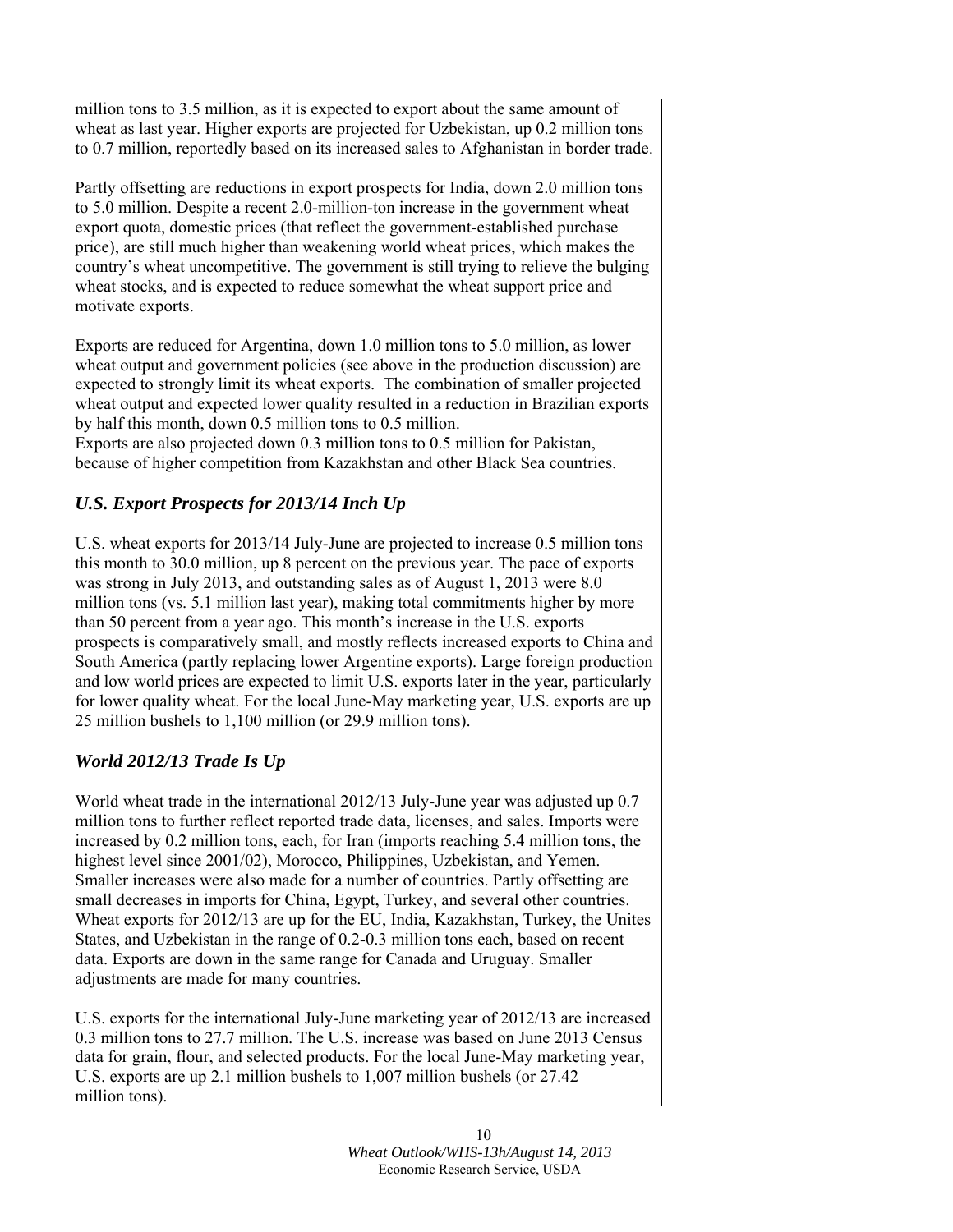million tons to 3.5 million, as it is expected to export about the same amount of wheat as last year. Higher exports are projected for Uzbekistan, up 0.2 million tons to 0.7 million, reportedly based on its increased sales to Afghanistan in border trade.

Partly offsetting are reductions in export prospects for India, down 2.0 million tons to 5.0 million. Despite a recent 2.0-million-ton increase in the government wheat export quota, domestic prices (that reflect the government-established purchase price), are still much higher than weakening world wheat prices, which makes the country's wheat uncompetitive. The government is still trying to relieve the bulging wheat stocks, and is expected to reduce somewhat the wheat support price and motivate exports.

Exports are reduced for Argentina, down 1.0 million tons to 5.0 million, as lower wheat output and government policies (see above in the production discussion) are expected to strongly limit its wheat exports. The combination of smaller projected wheat output and expected lower quality resulted in a reduction in Brazilian exports by half this month, down 0.5 million tons to 0.5 million.
Exports are also projected down 0.3 million tons to 0.5 million for Pakistan, because of higher competition from Kazakhstan and other Black Sea countries.

## *U.S. Export Prospects for 2013/14 Inch Up*

U.S. wheat exports for 2013/14 July-June are projected to increase 0.5 million tons this month to 30.0 million, up 8 percent on the previous year. The pace of exports was strong in July 2013, and outstanding sales as of August 1, 2013 were 8.0 million tons (vs. 5.1 million last year), making total commitments higher by more than 50 percent from a year ago. This month's increase in the U.S. exports prospects is comparatively small, and mostly reflects increased exports to China and South America (partly replacing lower Argentine exports). Large foreign production and low world prices are expected to limit U.S. exports later in the year, particularly for lower quality wheat. For the local June-May marketing year, U.S. exports are up 25 million bushels to 1,100 million (or 29.9 million tons).

## *World 2012/13 Trade Is Up*

World wheat trade in the international 2012/13 July-June year was adjusted up 0.7 million tons to further reflect reported trade data, licenses, and sales. Imports were increased by 0.2 million tons, each, for Iran (imports reaching 5.4 million tons, the highest level since 2001/02), Morocco, Philippines, Uzbekistan, and Yemen. Smaller increases were also made for a number of countries. Partly offsetting are small decreases in imports for China, Egypt, Turkey, and several other countries. Wheat exports for 2012/13 are up for the EU, India, Kazakhstan, Turkey, the Unites States, and Uzbekistan in the range of 0.2-0.3 million tons each, based on recent data. Exports are down in the same range for Canada and Uruguay. Smaller adjustments are made for many countries.

U.S. exports for the international July-June marketing year of 2012/13 are increased 0.3 million tons to 27.7 million. The U.S. increase was based on June 2013 Census data for grain, flour, and selected products. For the local June-May marketing year, U.S. exports are up 2.1 million bushels to 1,007 million bushels (or 27.42 million tons).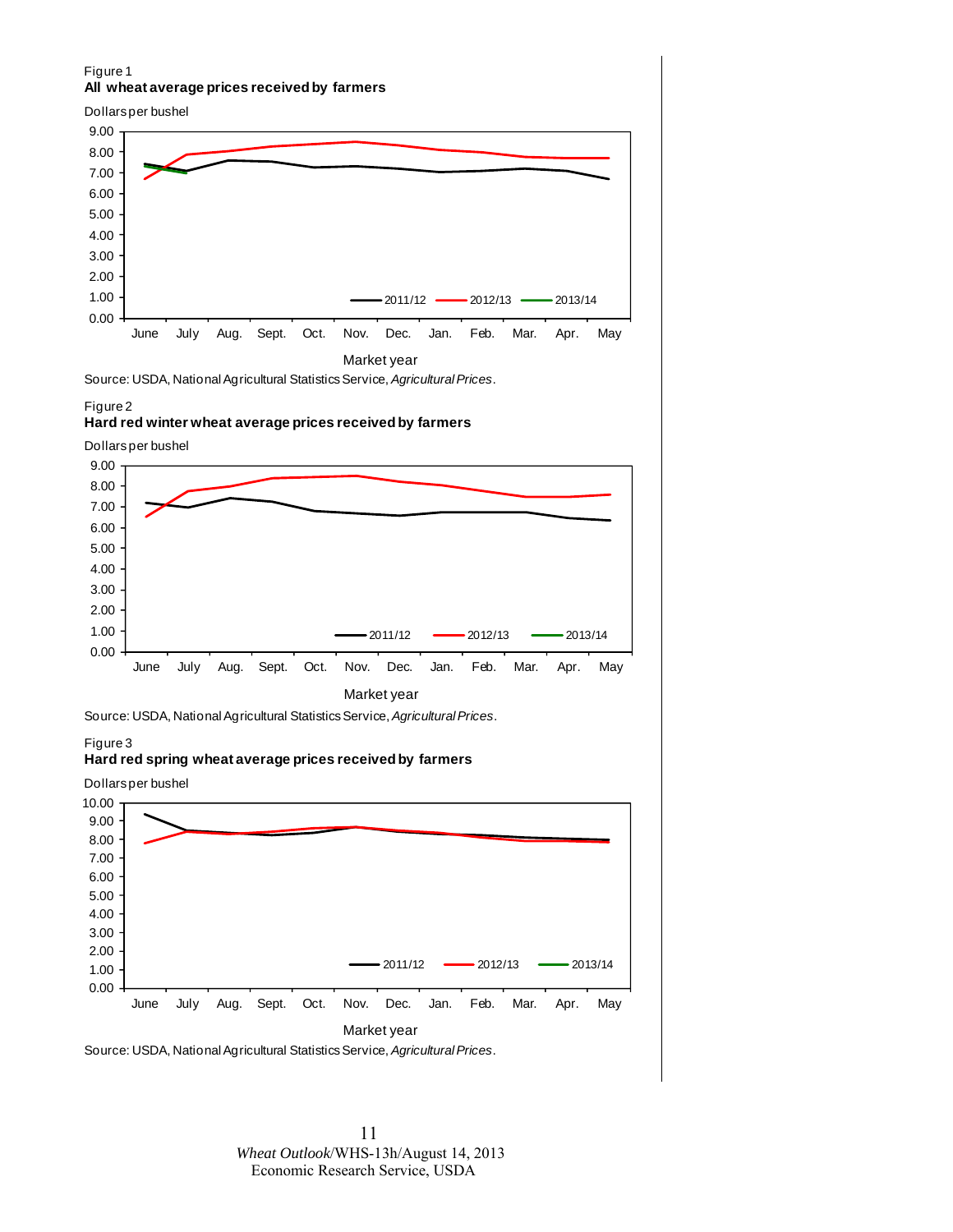Figure 1

**All wheat average prices received by farmers**

Dollars per bushel

Market year

Source: USDA, National Agricultural Statistics Service, *Agricultural Prices*.

Figure 2

**Hard red winter wheat average prices received by farmers**

Dollars per bushel

Market year

Source: USDA, National Agricultural Statistics Service, *Agricultural Prices*.

Figure 3

**Hard red spring wheat average prices received by farmers**

Dollars per bushel

Market year

Source: USDA, National Agricultural Statistics Service, *Agricultural Prices*.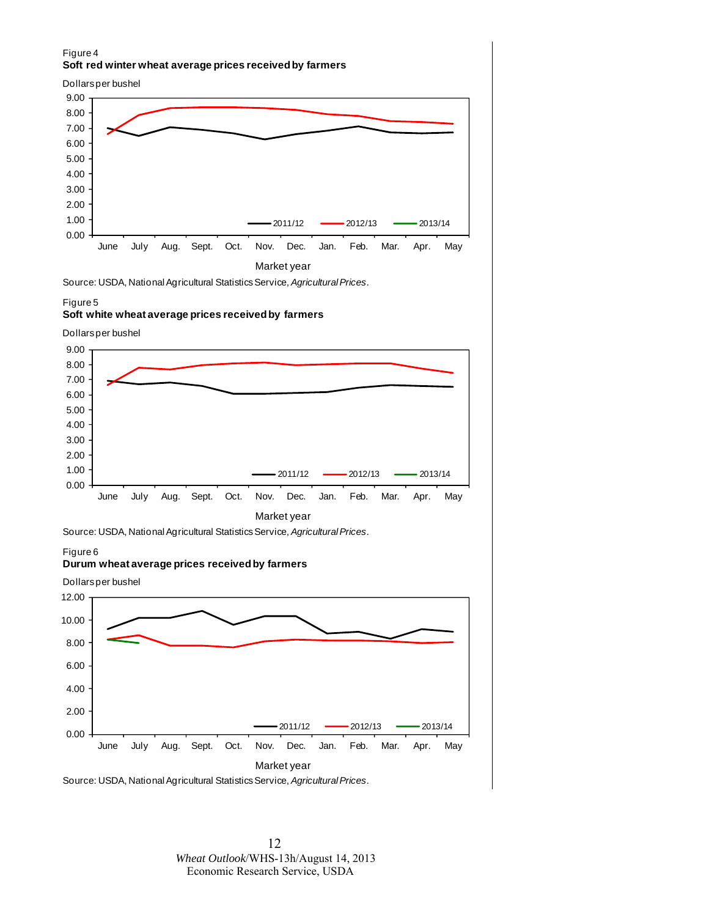Figure 4

**Soft red winter wheat average prices received by farmers**

Dollars per bushel

Source: USDA, National Agricultural Statistics Service, *Agricultural Prices*.

Figure 5

**Soft white wheat average prices received by farmers**

Dollars per bushel

Source: USDA, National Agricultural Statistics Service, *Agricultural Prices*.

Figure 6

**Durum wheat average prices received by farmers**

Dollars per bushel

Source: USDA, National Agricultural Statistics Service, *Agricultural Prices*.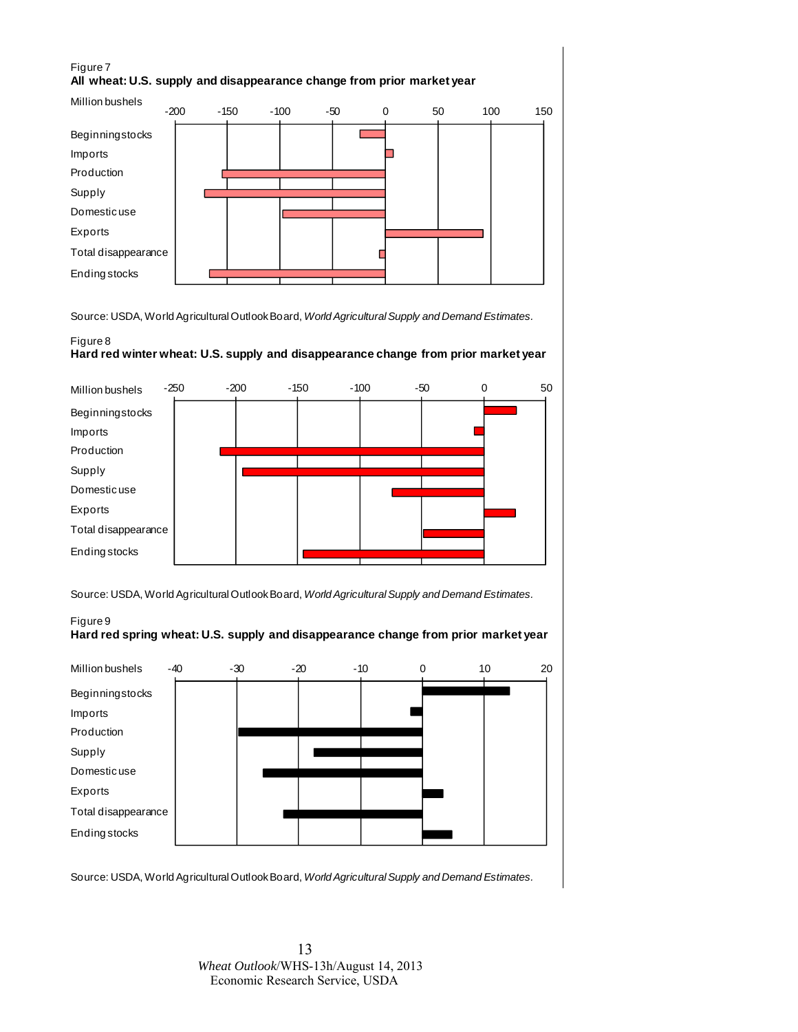Figure 7

**All wheat: U.S. supply and disappearance change from prior market year**

Million bushels

Source: USDA, World Agricultural Outlook Board, *World Agricultural Supply and Demand Estimates*.

Figure 8

**Hard red winter wheat: U.S. supply and disappearance change from prior market year**

Million bushels

Source: USDA, World Agricultural Outlook Board, *World Agricultural Supply and Demand Estimates*.

Figure 9

**Hard red spring wheat: U.S. supply and disappearance change from prior market year**

Million bushels

Source: USDA, World Agricultural Outlook Board, *World Agricultural Supply and Demand Estimates*.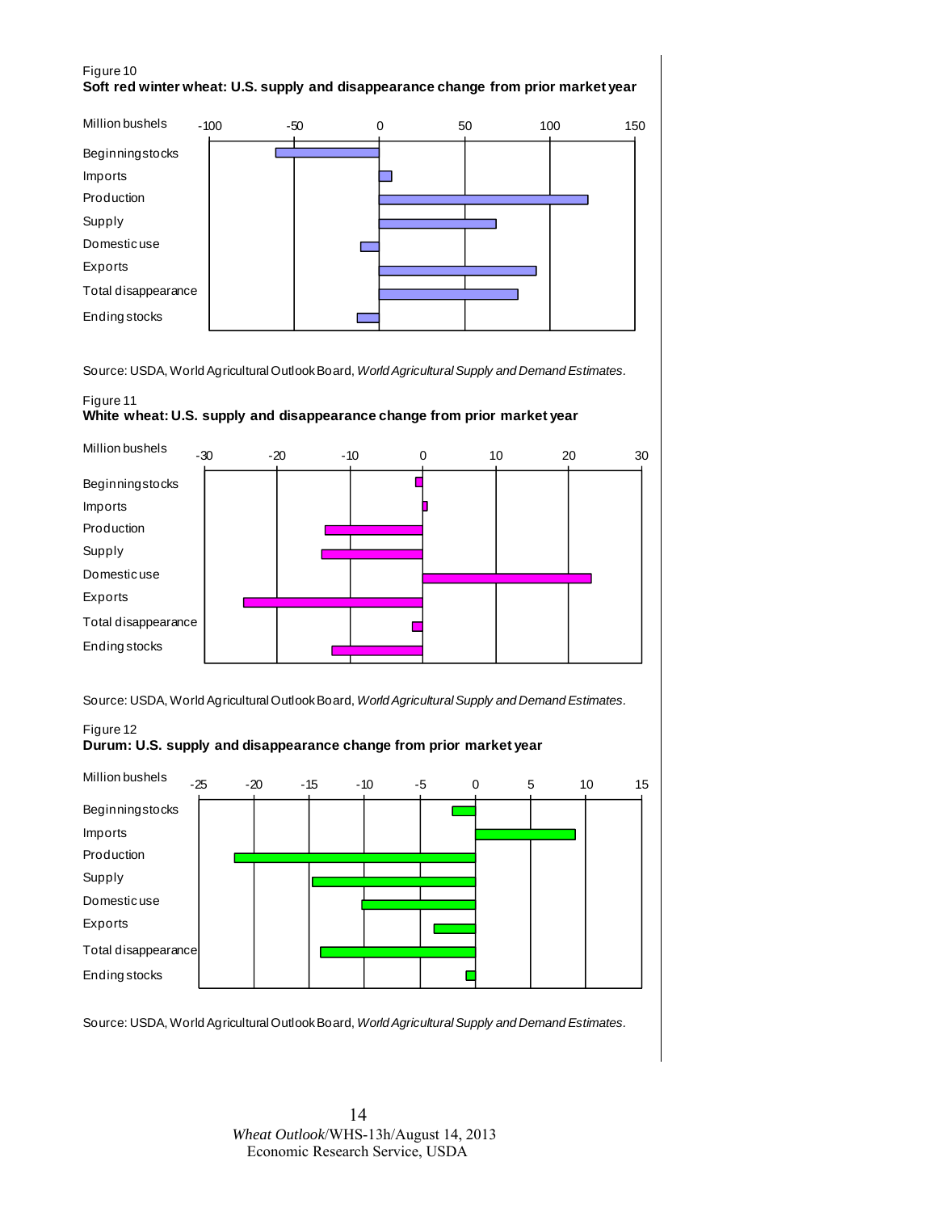Figure 10

**Soft red winter wheat: U.S. supply and disappearance change from prior market year**

Source: USDA, World Agricultural Outlook Board, *World Agricultural Supply and Demand Estimates*.

Figure 11

**White wheat: U.S. supply and disappearance change from prior market year**

Source: USDA, World Agricultural Outlook Board, *World Agricultural Supply and Demand Estimates*.

Figure 12

**Durum: U.S. supply and disappearance change from prior market year**

Source: USDA, World Agricultural Outlook Board, *World Agricultural Supply and Demand Estimates*.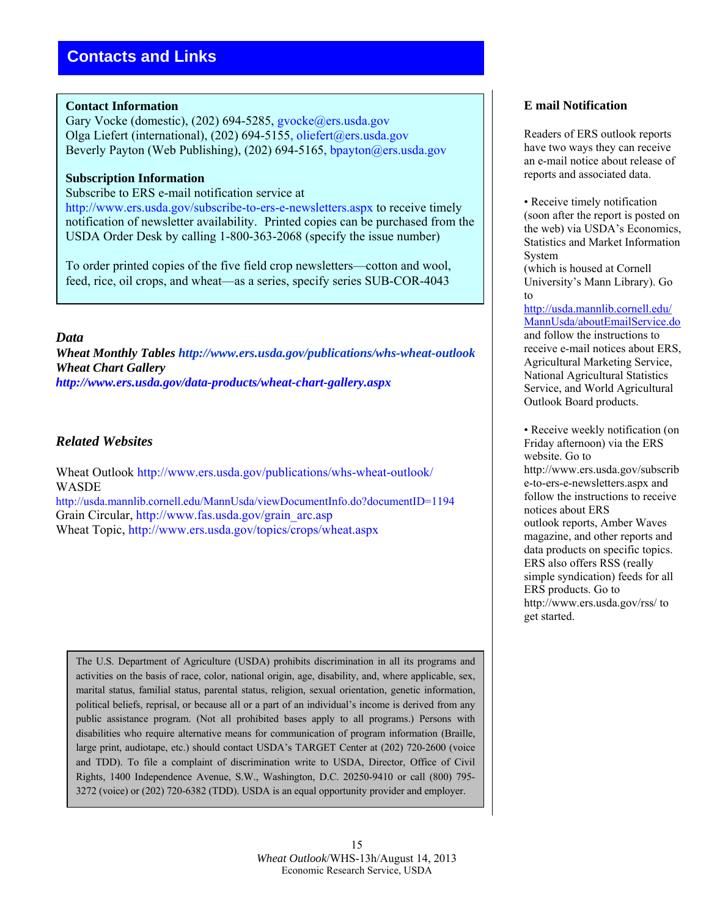# Contacts and Links

**Contact Information**
Gary Vocke (domestic), (202) 694-5285, gvocke@ers.usda.gov
Olga Liefert (international), (202) 694-5155, oliefert@ers.usda.gov
Beverly Payton (Web Publishing), (202) 694-5165, bpayton@ers.usda.gov

**Subscription Information**
Subscribe to ERS e-mail notification service at http://www.ers.usda.gov/subscribe-to-ers-e-newsletters.aspx to receive timely notification of newsletter availability. Printed copies can be purchased from the USDA Order Desk by calling 1-800-363-2068 (specify the issue number)

To order printed copies of the five field crop newsletters—cotton and wool, feed, rice, oil crops, and wheat—as a series, specify series SUB-COR-4043

### *Data*

***Wheat Monthly Tables*** ***http://www.ers.usda.gov/publications/whs-wheat-outlook***
***Wheat Chart Gallery***
***http://www.ers.usda.gov/data-products/wheat-chart-gallery.aspx***

### *Related Websites*

Wheat Outlook http://www.ers.usda.gov/publications/whs-wheat-outlook/
WASDE
http://usda.mannlib.cornell.edu/MannUsda/viewDocumentInfo.do?documentID=1194
Grain Circular, http://www.fas.usda.gov/grain_arc.asp
Wheat Topic, http://www.ers.usda.gov/topics/crops/wheat.aspx

**E mail Notification**

Readers of ERS outlook reports have two ways they can receive an e-mail notice about release of reports and associated data.

- Receive timely notification (soon after the report is posted on the web) via USDA's Economics, Statistics and Market Information System (which is housed at Cornell University's Mann Library). Go to http://usda.mannlib.cornell.edu/MannUsda/aboutEmailService.do and follow the instructions to receive e-mail notices about ERS, Agricultural Marketing Service, National Agricultural Statistics Service, and World Agricultural Outlook Board products.

- Receive weekly notification (on Friday afternoon) via the ERS website. Go to http://www.ers.usda.gov/subscribe-to-ers-e-newsletters.aspx and follow the instructions to receive notices about ERS outlook reports, Amber Waves magazine, and other reports and data products on specific topics. ERS also offers RSS (really simple syndication) feeds for all ERS products. Go to http://www.ers.usda.gov/rss/ to get started.

The U.S. Department of Agriculture (USDA) prohibits discrimination in all its programs and activities on the basis of race, color, national origin, age, disability, and, where applicable, sex, marital status, familial status, parental status, religion, sexual orientation, genetic information, political beliefs, reprisal, or because all or a part of an individual's income is derived from any public assistance program. (Not all prohibited bases apply to all programs.) Persons with disabilities who require alternative means for communication of program information (Braille, large print, audiotape, etc.) should contact USDA's TARGET Center at (202) 720-2600 (voice and TDD). To file a complaint of discrimination write to USDA, Director, Office of Civil Rights, 1400 Independence Avenue, S.W., Washington, D.C. 20250-9410 or call (800) 795-3272 (voice) or (202) 720-6382 (TDD). USDA is an equal opportunity provider and employer.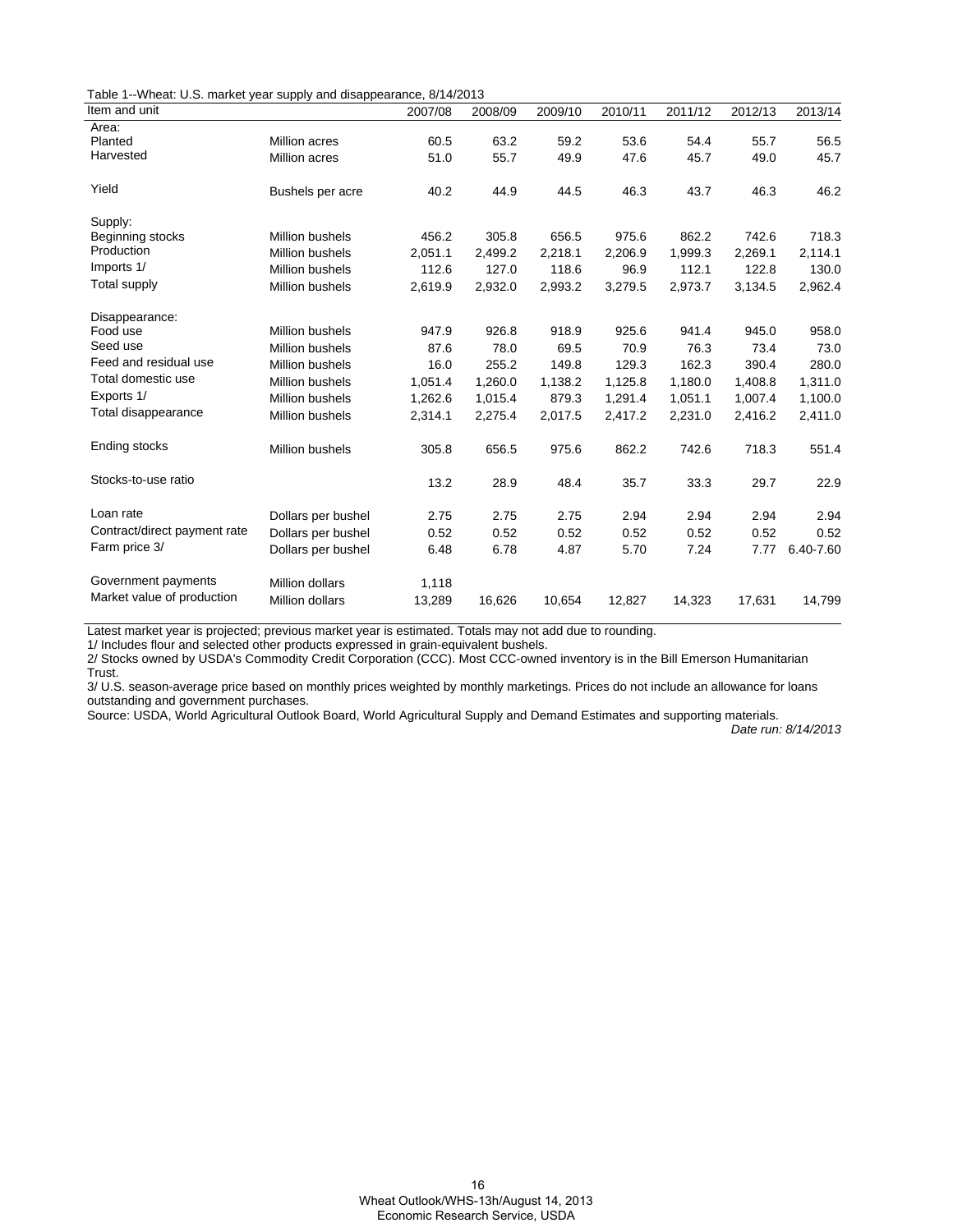Table 1--Wheat: U.S. market year supply and disappearance, 8/14/2013

| Item and unit | | 2007/08 | 2008/09 | 2009/10 | 2010/11 | 2011/12 | 2012/13 | 2013/14 |
|---|---|---|---|---|---|---|---|---|
| Area: | | | | | | | | |
| Planted | Million acres | 60.5 | 63.2 | 59.2 | 53.6 | 54.4 | 55.7 | 56.5 |
| Harvested | Million acres | 51.0 | 55.7 | 49.9 | 47.6 | 45.7 | 49.0 | 45.7 |
| Yield | Bushels per acre | 40.2 | 44.9 | 44.5 | 46.3 | 43.7 | 46.3 | 46.2 |
| Supply: | | | | | | | | |
| Beginning stocks | Million bushels | 456.2 | 305.8 | 656.5 | 975.6 | 862.2 | 742.6 | 718.3 |
| Production | Million bushels | 2,051.1 | 2,499.2 | 2,218.1 | 2,206.9 | 1,999.3 | 2,269.1 | 2,114.1 |
| Imports 1/ | Million bushels | 112.6 | 127.0 | 118.6 | 96.9 | 112.1 | 122.8 | 130.0 |
| Total supply | Million bushels | 2,619.9 | 2,932.0 | 2,993.2 | 3,279.5 | 2,973.7 | 3,134.5 | 2,962.4 |
| Disappearance: | | | | | | | | |
| Food use | Million bushels | 947.9 | 926.8 | 918.9 | 925.6 | 941.4 | 945.0 | 958.0 |
| Seed use | Million bushels | 87.6 | 78.0 | 69.5 | 70.9 | 76.3 | 73.4 | 73.0 |
| Feed and residual use | Million bushels | 16.0 | 255.2 | 149.8 | 129.3 | 162.3 | 390.4 | 280.0 |
| Total domestic use | Million bushels | 1,051.4 | 1,260.0 | 1,138.2 | 1,125.8 | 1,180.0 | 1,408.8 | 1,311.0 |
| Exports 1/ | Million bushels | 1,262.6 | 1,015.4 | 879.3 | 1,291.4 | 1,051.1 | 1,007.4 | 1,100.0 |
| Total disappearance | Million bushels | 2,314.1 | 2,275.4 | 2,017.5 | 2,417.2 | 2,231.0 | 2,416.2 | 2,411.0 |
| Ending stocks | Million bushels | 305.8 | 656.5 | 975.6 | 862.2 | 742.6 | 718.3 | 551.4 |
| Stocks-to-use ratio | | 13.2 | 28.9 | 48.4 | 35.7 | 33.3 | 29.7 | 22.9 |
| Loan rate | Dollars per bushel | 2.75 | 2.75 | 2.75 | 2.94 | 2.94 | 2.94 | 2.94 |
| Contract/direct payment rate | Dollars per bushel | 0.52 | 0.52 | 0.52 | 0.52 | 0.52 | 0.52 | 0.52 |
| Farm price 3/ | Dollars per bushel | 6.48 | 6.78 | 4.87 | 5.70 | 7.24 | 7.77 | 6.40-7.60 |
| Government payments | Million dollars | 1,118 | | | | | | |
| Market value of production | Million dollars | 13,289 | 16,626 | 10,654 | 12,827 | 14,323 | 17,631 | 14,799 |

Latest market year is projected; previous market year is estimated. Totals may not add due to rounding.

1/ Includes flour and selected other products expressed in grain-equivalent bushels.

2/ Stocks owned by USDA's Commodity Credit Corporation (CCC). Most CCC-owned inventory is in the Bill Emerson Humanitarian Trust.

3/ U.S. season-average price based on monthly prices weighted by monthly marketings. Prices do not include an allowance for loans outstanding and government purchases.

Source: USDA, World Agricultural Outlook Board, World Agricultural Supply and Demand Estimates and supporting materials.

*Date run: 8/14/2013*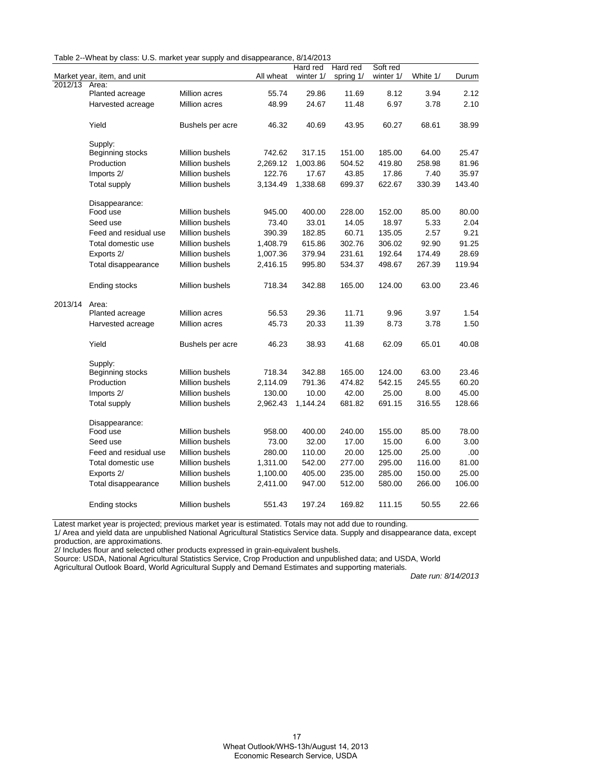Table 2--Wheat by class: U.S. market year supply and disappearance, 8/14/2013

| Market year, item, and unit | | | All wheat | Hard red winter 1/ | Hard red spring 1/ | Soft red winter 1/ | White 1/ | Durum |
|---|---|---|---|---|---|---|---|---|
| 2012/13 | Area: | | | | | | | |
| | Planted acreage | Million acres | 55.74 | 29.86 | 11.69 | 8.12 | 3.94 | 2.12 |
| | Harvested acreage | Million acres | 48.99 | 24.67 | 11.48 | 6.97 | 3.78 | 2.10 |
| | Yield | Bushels per acre | 46.32 | 40.69 | 43.95 | 60.27 | 68.61 | 38.99 |
| | Supply: | | | | | | | |
| | Beginning stocks | Million bushels | 742.62 | 317.15 | 151.00 | 185.00 | 64.00 | 25.47 |
| | Production | Million bushels | 2,269.12 | 1,003.86 | 504.52 | 419.80 | 258.98 | 81.96 |
| | Imports 2/ | Million bushels | 122.76 | 17.67 | 43.85 | 17.86 | 7.40 | 35.97 |
| | Total supply | Million bushels | 3,134.49 | 1,338.68 | 699.37 | 622.67 | 330.39 | 143.40 |
| | Disappearance: | | | | | | | |
| | Food use | Million bushels | 945.00 | 400.00 | 228.00 | 152.00 | 85.00 | 80.00 |
| | Seed use | Million bushels | 73.40 | 33.01 | 14.05 | 18.97 | 5.33 | 2.04 |
| | Feed and residual use | Million bushels | 390.39 | 182.85 | 60.71 | 135.05 | 2.57 | 9.21 |
| | Total domestic use | Million bushels | 1,408.79 | 615.86 | 302.76 | 306.02 | 92.90 | 91.25 |
| | Exports 2/ | Million bushels | 1,007.36 | 379.94 | 231.61 | 192.64 | 174.49 | 28.69 |
| | Total disappearance | Million bushels | 2,416.15 | 995.80 | 534.37 | 498.67 | 267.39 | 119.94 |
| | Ending stocks | Million bushels | 718.34 | 342.88 | 165.00 | 124.00 | 63.00 | 23.46 |
| 2013/14 | Area: | | | | | | | |
| | Planted acreage | Million acres | 56.53 | 29.36 | 11.71 | 9.96 | 3.97 | 1.54 |
| | Harvested acreage | Million acres | 45.73 | 20.33 | 11.39 | 8.73 | 3.78 | 1.50 |
| | Yield | Bushels per acre | 46.23 | 38.93 | 41.68 | 62.09 | 65.01 | 40.08 |
| | Supply: | | | | | | | |
| | Beginning stocks | Million bushels | 718.34 | 342.88 | 165.00 | 124.00 | 63.00 | 23.46 |
| | Production | Million bushels | 2,114.09 | 791.36 | 474.82 | 542.15 | 245.55 | 60.20 |
| | Imports 2/ | Million bushels | 130.00 | 10.00 | 42.00 | 25.00 | 8.00 | 45.00 |
| | Total supply | Million bushels | 2,962.43 | 1,144.24 | 681.82 | 691.15 | 316.55 | 128.66 |
| | Disappearance: | | | | | | | |
| | Food use | Million bushels | 958.00 | 400.00 | 240.00 | 155.00 | 85.00 | 78.00 |
| | Seed use | Million bushels | 73.00 | 32.00 | 17.00 | 15.00 | 6.00 | 3.00 |
| | Feed and residual use | Million bushels | 280.00 | 110.00 | 20.00 | 125.00 | 25.00 | .00 |
| | Total domestic use | Million bushels | 1,311.00 | 542.00 | 277.00 | 295.00 | 116.00 | 81.00 |
| | Exports 2/ | Million bushels | 1,100.00 | 405.00 | 235.00 | 285.00 | 150.00 | 25.00 |
| | Total disappearance | Million bushels | 2,411.00 | 947.00 | 512.00 | 580.00 | 266.00 | 106.00 |
| | Ending stocks | Million bushels | 551.43 | 197.24 | 169.82 | 111.15 | 50.55 | 22.66 |

Latest market year is projected; previous market year is estimated. Totals may not add due to rounding.

1/ Area and yield data are unpublished National Agricultural Statistics Service data. Supply and disappearance data, except production, are approximations.

2/ Includes flour and selected other products expressed in grain-equivalent bushels.

Source: USDA, National Agricultural Statistics Service, Crop Production and unpublished data; and USDA, World Agricultural Outlook Board, World Agricultural Supply and Demand Estimates and supporting materials.

*Date run: 8/14/2013*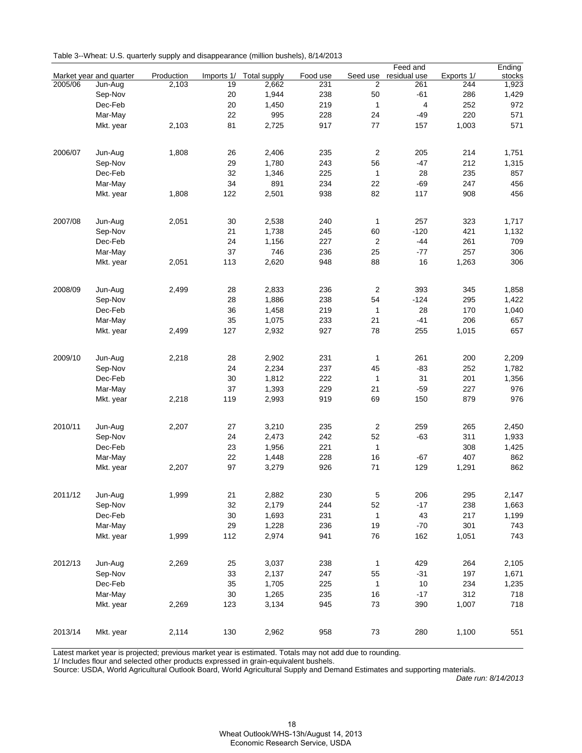Table 3--Wheat: U.S. quarterly supply and disappearance (million bushels), 8/14/2013

| Market year and quarter | | Production | Imports 1/ | Total supply | Food use | Seed use | Feed and residual use | Exports 1/ | Ending stocks |
|---|---|---|---|---|---|---|---|---|---|
| 2005/06 | Jun-Aug | 2,103 | 19 | 2,662 | 231 | 2 | 261 | 244 | 1,923 |
| | Sep-Nov | | 20 | 1,944 | 238 | 50 | -61 | 286 | 1,429 |
| | Dec-Feb | | 20 | 1,450 | 219 | 1 | 4 | 252 | 972 |
| | Mar-May | | 22 | 995 | 228 | 24 | -49 | 220 | 571 |
| | Mkt. year | 2,103 | 81 | 2,725 | 917 | 77 | 157 | 1,003 | 571 |
| 2006/07 | Jun-Aug | 1,808 | 26 | 2,406 | 235 | 2 | 205 | 214 | 1,751 |
| | Sep-Nov | | 29 | 1,780 | 243 | 56 | -47 | 212 | 1,315 |
| | Dec-Feb | | 32 | 1,346 | 225 | 1 | 28 | 235 | 857 |
| | Mar-May | | 34 | 891 | 234 | 22 | -69 | 247 | 456 |
| | Mkt. year | 1,808 | 122 | 2,501 | 938 | 82 | 117 | 908 | 456 |
| 2007/08 | Jun-Aug | 2,051 | 30 | 2,538 | 240 | 1 | 257 | 323 | 1,717 |
| | Sep-Nov | | 21 | 1,738 | 245 | 60 | -120 | 421 | 1,132 |
| | Dec-Feb | | 24 | 1,156 | 227 | 2 | -44 | 261 | 709 |
| | Mar-May | | 37 | 746 | 236 | 25 | -77 | 257 | 306 |
| | Mkt. year | 2,051 | 113 | 2,620 | 948 | 88 | 16 | 1,263 | 306 |
| 2008/09 | Jun-Aug | 2,499 | 28 | 2,833 | 236 | 2 | 393 | 345 | 1,858 |
| | Sep-Nov | | 28 | 1,886 | 238 | 54 | -124 | 295 | 1,422 |
| | Dec-Feb | | 36 | 1,458 | 219 | 1 | 28 | 170 | 1,040 |
| | Mar-May | | 35 | 1,075 | 233 | 21 | -41 | 206 | 657 |
| | Mkt. year | 2,499 | 127 | 2,932 | 927 | 78 | 255 | 1,015 | 657 |
| 2009/10 | Jun-Aug | 2,218 | 28 | 2,902 | 231 | 1 | 261 | 200 | 2,209 |
| | Sep-Nov | | 24 | 2,234 | 237 | 45 | -83 | 252 | 1,782 |
| | Dec-Feb | | 30 | 1,812 | 222 | 1 | 31 | 201 | 1,356 |
| | Mar-May | | 37 | 1,393 | 229 | 21 | -59 | 227 | 976 |
| | Mkt. year | 2,218 | 119 | 2,993 | 919 | 69 | 150 | 879 | 976 |
| 2010/11 | Jun-Aug | 2,207 | 27 | 3,210 | 235 | 2 | 259 | 265 | 2,450 |
| | Sep-Nov | | 24 | 2,473 | 242 | 52 | -63 | 311 | 1,933 |
| | Dec-Feb | | 23 | 1,956 | 221 | 1 | | 308 | 1,425 |
| | Mar-May | | 22 | 1,448 | 228 | 16 | -67 | 407 | 862 |
| | Mkt. year | 2,207 | 97 | 3,279 | 926 | 71 | 129 | 1,291 | 862 |
| 2011/12 | Jun-Aug | 1,999 | 21 | 2,882 | 230 | 5 | 206 | 295 | 2,147 |
| | Sep-Nov | | 32 | 2,179 | 244 | 52 | -17 | 238 | 1,663 |
| | Dec-Feb | | 30 | 1,693 | 231 | 1 | 43 | 217 | 1,199 |
| | Mar-May | | 29 | 1,228 | 236 | 19 | -70 | 301 | 743 |
| | Mkt. year | 1,999 | 112 | 2,974 | 941 | 76 | 162 | 1,051 | 743 |
| 2012/13 | Jun-Aug | 2,269 | 25 | 3,037 | 238 | 1 | 429 | 264 | 2,105 |
| | Sep-Nov | | 33 | 2,137 | 247 | 55 | -31 | 197 | 1,671 |
| | Dec-Feb | | 35 | 1,705 | 225 | 1 | 10 | 234 | 1,235 |
| | Mar-May | | 30 | 1,265 | 235 | 16 | -17 | 312 | 718 |
| | Mkt. year | 2,269 | 123 | 3,134 | 945 | 73 | 390 | 1,007 | 718 |
| 2013/14 | Mkt. year | 2,114 | 130 | 2,962 | 958 | 73 | 280 | 1,100 | 551 |

Latest market year is projected; previous market year is estimated. Totals may not add due to rounding.
1/ Includes flour and selected other products expressed in grain-equivalent bushels.
Source: USDA, World Agricultural Outlook Board, World Agricultural Supply and Demand Estimates and supporting materials.
*Date run: 8/14/2013*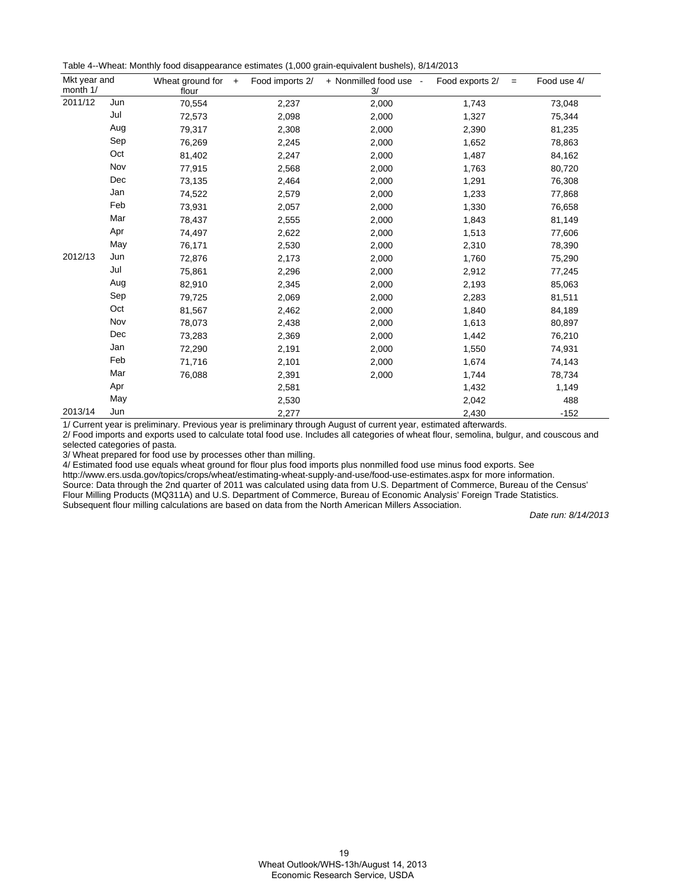Table 4--Wheat: Monthly food disappearance estimates (1,000 grain-equivalent bushels), 8/14/2013

| Mkt year and month 1/ | | Wheat ground for flour | + Food imports 2/ | + Nonmilled food use 3/ | - Food exports 2/ | = Food use 4/ |
|---|---|---|---|---|---|---|
| 2011/12 | Jun | 70,554 | 2,237 | 2,000 | 1,743 | 73,048 |
| | Jul | 72,573 | 2,098 | 2,000 | 1,327 | 75,344 |
| | Aug | 79,317 | 2,308 | 2,000 | 2,390 | 81,235 |
| | Sep | 76,269 | 2,245 | 2,000 | 1,652 | 78,863 |
| | Oct | 81,402 | 2,247 | 2,000 | 1,487 | 84,162 |
| | Nov | 77,915 | 2,568 | 2,000 | 1,763 | 80,720 |
| | Dec | 73,135 | 2,464 | 2,000 | 1,291 | 76,308 |
| | Jan | 74,522 | 2,579 | 2,000 | 1,233 | 77,868 |
| | Feb | 73,931 | 2,057 | 2,000 | 1,330 | 76,658 |
| | Mar | 78,437 | 2,555 | 2,000 | 1,843 | 81,149 |
| | Apr | 74,497 | 2,622 | 2,000 | 1,513 | 77,606 |
| | May | 76,171 | 2,530 | 2,000 | 2,310 | 78,390 |
| 2012/13 | Jun | 72,876 | 2,173 | 2,000 | 1,760 | 75,290 |
| | Jul | 75,861 | 2,296 | 2,000 | 2,912 | 77,245 |
| | Aug | 82,910 | 2,345 | 2,000 | 2,193 | 85,063 |
| | Sep | 79,725 | 2,069 | 2,000 | 2,283 | 81,511 |
| | Oct | 81,567 | 2,462 | 2,000 | 1,840 | 84,189 |
| | Nov | 78,073 | 2,438 | 2,000 | 1,613 | 80,897 |
| | Dec | 73,283 | 2,369 | 2,000 | 1,442 | 76,210 |
| | Jan | 72,290 | 2,191 | 2,000 | 1,550 | 74,931 |
| | Feb | 71,716 | 2,101 | 2,000 | 1,674 | 74,143 |
| | Mar | 76,088 | 2,391 | 2,000 | 1,744 | 78,734 |
| | Apr | | 2,581 | | 1,432 | 1,149 |
| | May | | 2,530 | | 2,042 | 488 |
| 2013/14 | Jun | | 2,277 | | 2,430 | -152 |

1/ Current year is preliminary. Previous year is preliminary through August of current year, estimated afterwards.
2/ Food imports and exports used to calculate total food use. Includes all categories of wheat flour, semolina, bulgur, and couscous and selected categories of pasta.
3/ Wheat prepared for food use by processes other than milling.
4/ Estimated food use equals wheat ground for flour plus food imports plus nonmilled food use minus food exports. See http://www.ers.usda.gov/topics/crops/wheat/estimating-wheat-supply-and-use/food-use-estimates.aspx for more information.
Source: Data through the 2nd quarter of 2011 was calculated using data from U.S. Department of Commerce, Bureau of the Census' Flour Milling Products (MQ311A) and U.S. Department of Commerce, Bureau of Economic Analysis' Foreign Trade Statistics. Subsequent flour milling calculations are based on data from the North American Millers Association.

*Date run: 8/14/2013*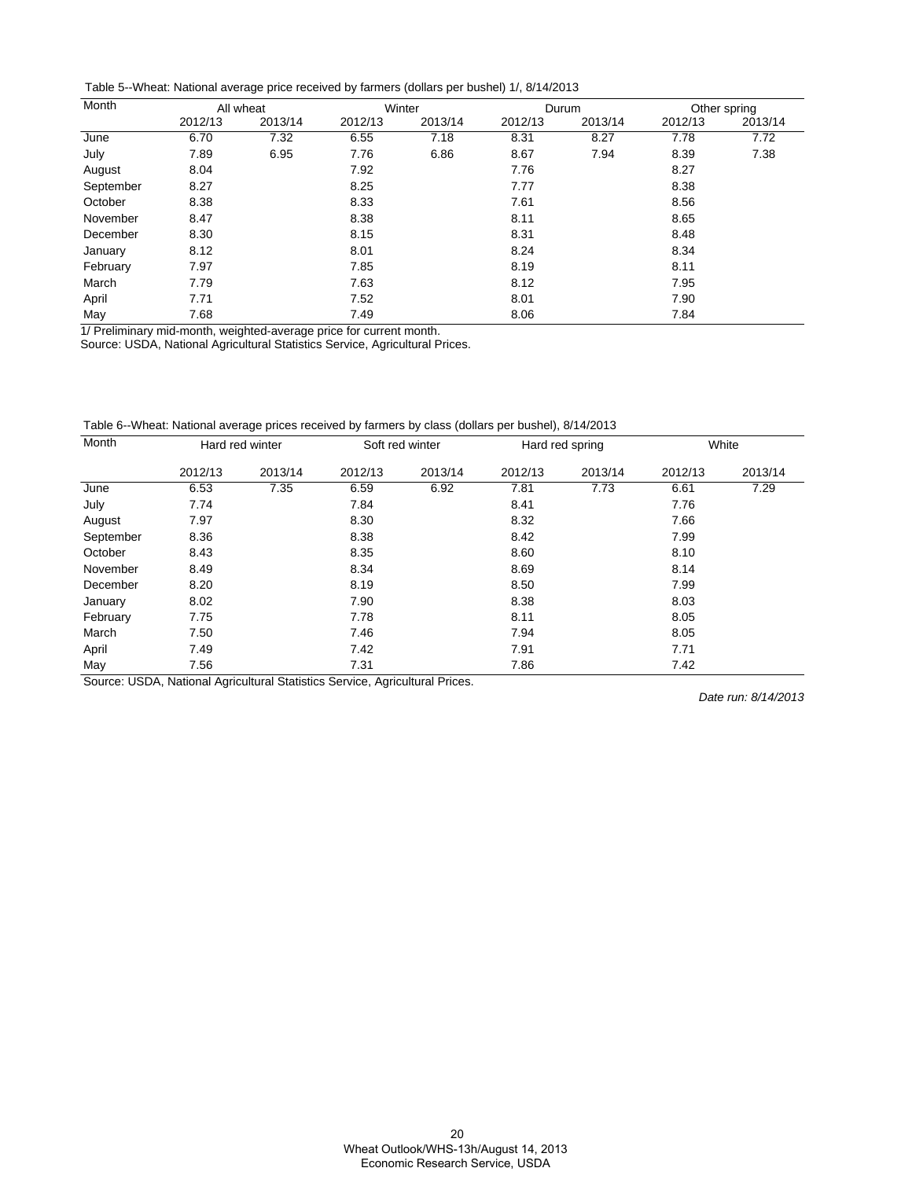Table 5--Wheat: National average price received by farmers (dollars per bushel) 1/, 8/14/2013

| Month | All wheat | | Winter | | Durum | | Other spring | |
|---|---|---|---|---|---|---|---|---|
| | 2012/13 | 2013/14 | 2012/13 | 2013/14 | 2012/13 | 2013/14 | 2012/13 | 2013/14 |
| June | 6.70 | 7.32 | 6.55 | 7.18 | 8.31 | 8.27 | 7.78 | 7.72 |
| July | 7.89 | 6.95 | 7.76 | 6.86 | 8.67 | 7.94 | 8.39 | 7.38 |
| August | 8.04 | | 7.92 | | 7.76 | | 8.27 | |
| September | 8.27 | | 8.25 | | 7.77 | | 8.38 | |
| October | 8.38 | | 8.33 | | 7.61 | | 8.56 | |
| November | 8.47 | | 8.38 | | 8.11 | | 8.65 | |
| December | 8.30 | | 8.15 | | 8.31 | | 8.48 | |
| January | 8.12 | | 8.01 | | 8.24 | | 8.34 | |
| February | 7.97 | | 7.85 | | 8.19 | | 8.11 | |
| March | 7.79 | | 7.63 | | 8.12 | | 7.95 | |
| April | 7.71 | | 7.52 | | 8.01 | | 7.90 | |
| May | 7.68 | | 7.49 | | 8.06 | | 7.84 | |

1/ Preliminary mid-month, weighted-average price for current month.
Source: USDA, National Agricultural Statistics Service, Agricultural Prices.

Table 6--Wheat: National average prices received by farmers by class (dollars per bushel), 8/14/2013

| Month | Hard red winter | | Soft red winter | | Hard red spring | | White | |
|---|---|---|---|---|---|---|---|---|
| | 2012/13 | 2013/14 | 2012/13 | 2013/14 | 2012/13 | 2013/14 | 2012/13 | 2013/14 |
| June | 6.53 | 7.35 | 6.59 | 6.92 | 7.81 | 7.73 | 6.61 | 7.29 |
| July | 7.74 | | 7.84 | | 8.41 | | 7.76 | |
| August | 7.97 | | 8.30 | | 8.32 | | 7.66 | |
| September | 8.36 | | 8.38 | | 8.42 | | 7.99 | |
| October | 8.43 | | 8.35 | | 8.60 | | 8.10 | |
| November | 8.49 | | 8.34 | | 8.69 | | 8.14 | |
| December | 8.20 | | 8.19 | | 8.50 | | 7.99 | |
| January | 8.02 | | 7.90 | | 8.38 | | 8.03 | |
| February | 7.75 | | 7.78 | | 8.11 | | 8.05 | |
| March | 7.50 | | 7.46 | | 7.94 | | 8.05 | |
| April | 7.49 | | 7.42 | | 7.91 | | 7.71 | |
| May | 7.56 | | 7.31 | | 7.86 | | 7.42 | |

Source: USDA, National Agricultural Statistics Service, Agricultural Prices.

*Date run: 8/14/2013*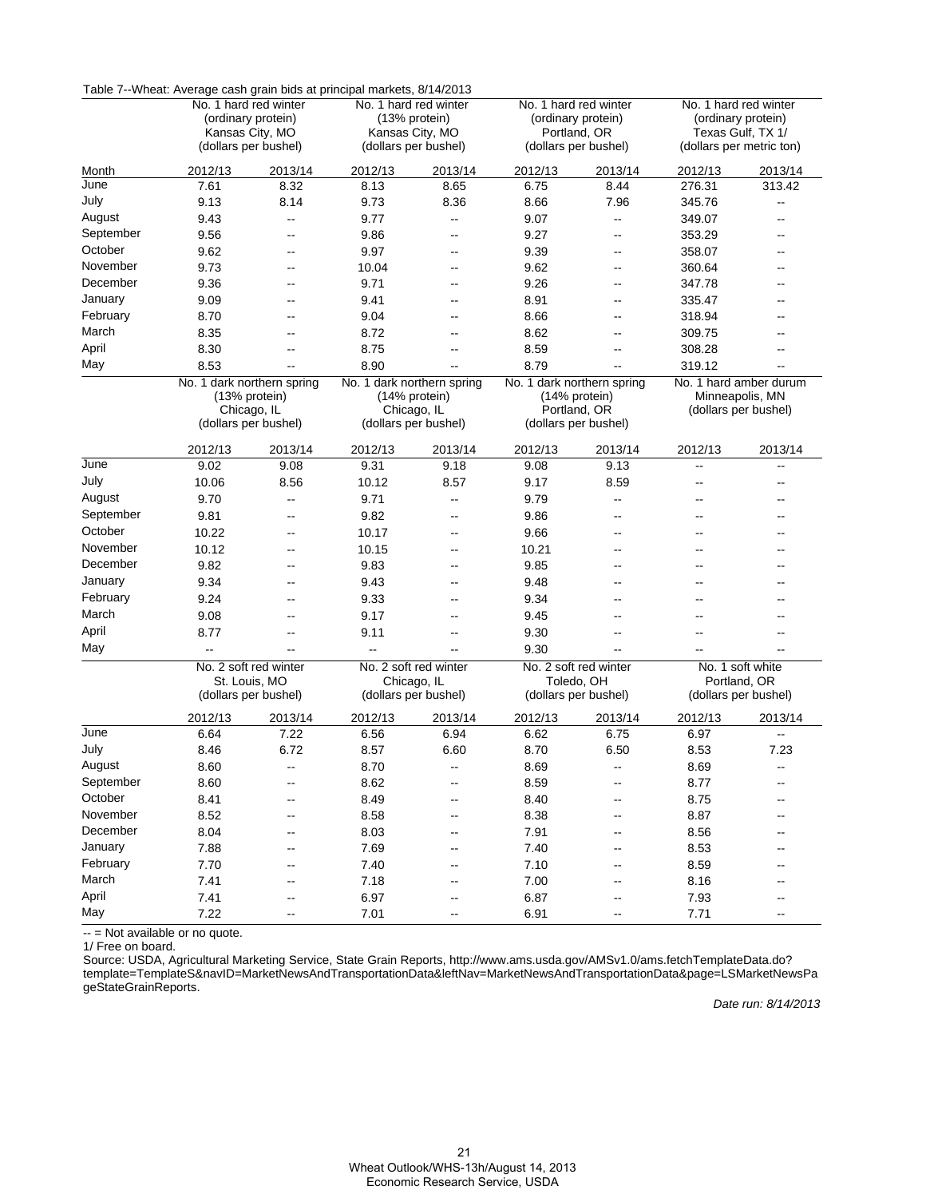Table 7--Wheat: Average cash grain bids at principal markets, 8/14/2013

| Month | No. 1 hard red winter (ordinary protein) Kansas City, MO (dollars per bushel) | | No. 1 hard red winter (13% protein) Kansas City, MO (dollars per bushel) | | No. 1 hard red winter (ordinary protein) Portland, OR (dollars per bushel) | | No. 1 hard red winter (ordinary protein) Texas Gulf, TX 1/ (dollars per metric ton) | |
|---|---|---|---|---|---|---|---|---|
| | 2012/13 | 2013/14 | 2012/13 | 2013/14 | 2012/13 | 2013/14 | 2012/13 | 2013/14 |
| June | 7.61 | 8.32 | 8.13 | 8.65 | 6.75 | 8.44 | 276.31 | 313.42 |
| July | 9.13 | 8.14 | 9.73 | 8.36 | 8.66 | 7.96 | 345.76 | -- |
| August | 9.43 | -- | 9.77 | -- | 9.07 | -- | 349.07 | -- |
| September | 9.56 | -- | 9.86 | -- | 9.27 | -- | 353.29 | -- |
| October | 9.62 | -- | 9.97 | -- | 9.39 | -- | 358.07 | -- |
| November | 9.73 | -- | 10.04 | -- | 9.62 | -- | 360.64 | -- |
| December | 9.36 | -- | 9.71 | -- | 9.26 | -- | 347.78 | -- |
| January | 9.09 | -- | 9.41 | -- | 8.91 | -- | 335.47 | -- |
| February | 8.70 | -- | 9.04 | -- | 8.66 | -- | 318.94 | -- |
| March | 8.35 | -- | 8.72 | -- | 8.62 | -- | 309.75 | -- |
| April | 8.30 | -- | 8.75 | -- | 8.59 | -- | 308.28 | -- |
| May | 8.53 | -- | 8.90 | -- | 8.79 | -- | 319.12 | -- |
| | No. 1 dark northern spring (13% protein) Chicago, IL (dollars per bushel) | | No. 1 dark northern spring (14% protein) Chicago, IL (dollars per bushel) | | No. 1 dark northern spring (14% protein) Portland, OR (dollars per bushel) | | No. 1 hard amber durum Minneapolis, MN (dollars per bushel) | |
| | 2012/13 | 2013/14 | 2012/13 | 2013/14 | 2012/13 | 2013/14 | 2012/13 | 2013/14 |
| June | 9.02 | 9.08 | 9.31 | 9.18 | 9.08 | 9.13 | -- | -- |
| July | 10.06 | 8.56 | 10.12 | 8.57 | 9.17 | 8.59 | -- | -- |
| August | 9.70 | -- | 9.71 | -- | 9.79 | -- | -- | -- |
| September | 9.81 | -- | 9.82 | -- | 9.86 | -- | -- | -- |
| October | 10.22 | -- | 10.17 | -- | 9.66 | -- | -- | -- |
| November | 10.12 | -- | 10.15 | -- | 10.21 | -- | -- | -- |
| December | 9.82 | -- | 9.83 | -- | 9.85 | -- | -- | -- |
| January | 9.34 | -- | 9.43 | -- | 9.48 | -- | -- | -- |
| February | 9.24 | -- | 9.33 | -- | 9.34 | -- | -- | -- |
| March | 9.08 | -- | 9.17 | -- | 9.45 | -- | -- | -- |
| April | 8.77 | -- | 9.11 | -- | 9.30 | -- | -- | -- |
| May | -- | -- | -- | -- | 9.30 | -- | -- | -- |
| | No. 2 soft red winter St. Louis, MO (dollars per bushel) | | No. 2 soft red winter Chicago, IL (dollars per bushel) | | No. 2 soft red winter Toledo, OH (dollars per bushel) | | No. 1 soft white Portland, OR (dollars per bushel) | |
| | 2012/13 | 2013/14 | 2012/13 | 2013/14 | 2012/13 | 2013/14 | 2012/13 | 2013/14 |
| June | 6.64 | 7.22 | 6.56 | 6.94 | 6.62 | 6.75 | 6.97 | -- |
| July | 8.46 | 6.72 | 8.57 | 6.60 | 8.70 | 6.50 | 8.53 | 7.23 |
| August | 8.60 | -- | 8.70 | -- | 8.69 | -- | 8.69 | -- |
| September | 8.60 | -- | 8.62 | -- | 8.59 | -- | 8.77 | -- |
| October | 8.41 | -- | 8.49 | -- | 8.40 | -- | 8.75 | -- |
| November | 8.52 | -- | 8.58 | -- | 8.38 | -- | 8.87 | -- |
| December | 8.04 | -- | 8.03 | -- | 7.91 | -- | 8.56 | -- |
| January | 7.88 | -- | 7.69 | -- | 7.40 | -- | 8.53 | -- |
| February | 7.70 | -- | 7.40 | -- | 7.10 | -- | 8.59 | -- |
| March | 7.41 | -- | 7.18 | -- | 7.00 | -- | 8.16 | -- |
| April | 7.41 | -- | 6.97 | -- | 6.87 | -- | 7.93 | -- |
| May | 7.22 | -- | 7.01 | -- | 6.91 | -- | 7.71 | -- |

-- = Not available or no quote.

1/ Free on board.

Source: USDA, Agricultural Marketing Service, State Grain Reports, http://www.ams.usda.gov/AMSv1.0/ams.fetchTemplateData.do?template=TemplateS&navID=MarketNewsAndTransportationData&leftNav=MarketNewsAndTransportationData&page=LSMarketNewsPageStateGrainReports.

*Date run: 8/14/2013*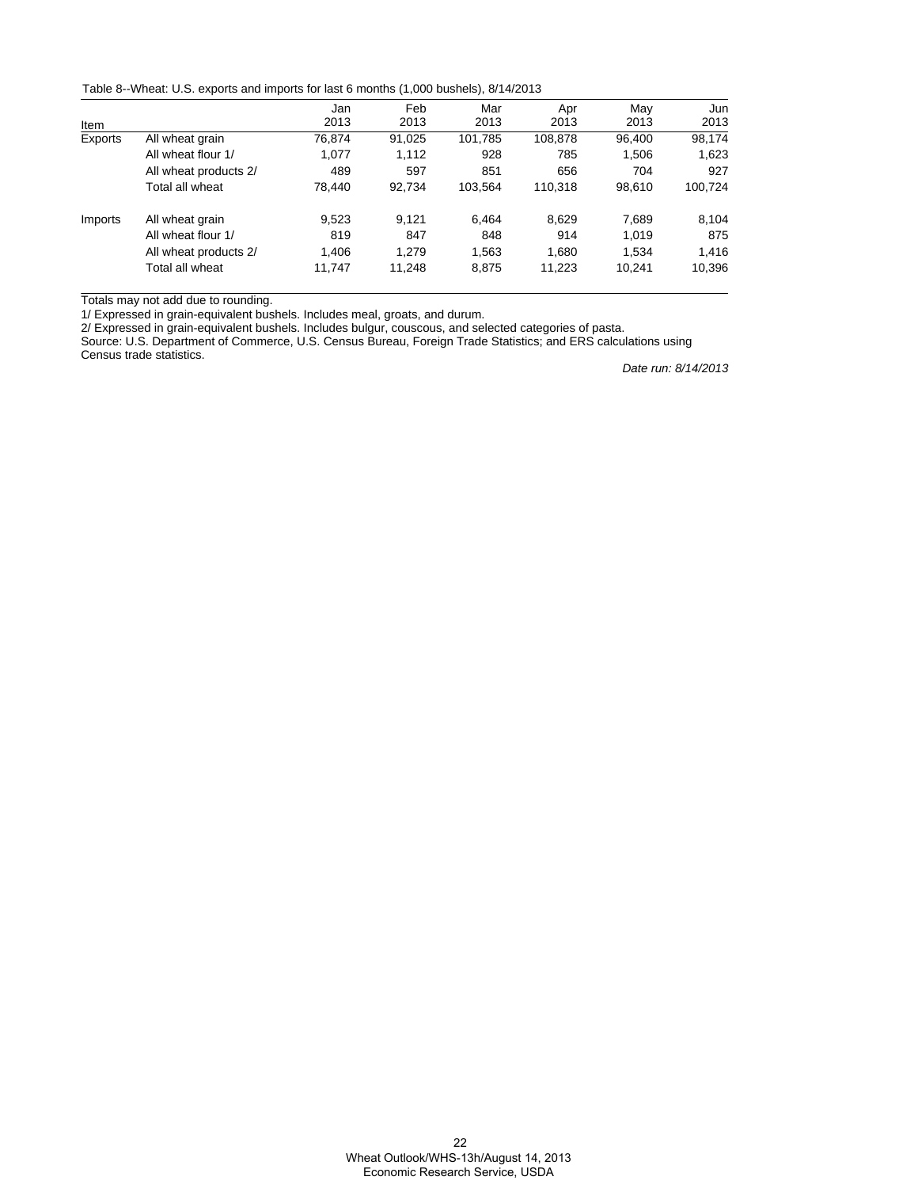Table 8--Wheat: U.S. exports and imports for last 6 months (1,000 bushels), 8/14/2013

| Item | | Jan 2013 | Feb 2013 | Mar 2013 | Apr 2013 | May 2013 | Jun 2013 |
|---|---|---|---|---|---|---|---|
| Exports | All wheat grain | 76,874 | 91,025 | 101,785 | 108,878 | 96,400 | 98,174 |
| | All wheat flour 1/ | 1,077 | 1,112 | 928 | 785 | 1,506 | 1,623 |
| | All wheat products 2/ | 489 | 597 | 851 | 656 | 704 | 927 |
| | Total all wheat | 78,440 | 92,734 | 103,564 | 110,318 | 98,610 | 100,724 |
| Imports | All wheat grain | 9,523 | 9,121 | 6,464 | 8,629 | 7,689 | 8,104 |
| | All wheat flour 1/ | 819 | 847 | 848 | 914 | 1,019 | 875 |
| | All wheat products 2/ | 1,406 | 1,279 | 1,563 | 1,680 | 1,534 | 1,416 |
| | Total all wheat | 11,747 | 11,248 | 8,875 | 11,223 | 10,241 | 10,396 |

Totals may not add due to rounding.

1/ Expressed in grain-equivalent bushels. Includes meal, groats, and durum.

2/ Expressed in grain-equivalent bushels. Includes bulgur, couscous, and selected categories of pasta.

Source: U.S. Department of Commerce, U.S. Census Bureau, Foreign Trade Statistics; and ERS calculations using Census trade statistics.

*Date run: 8/14/2013*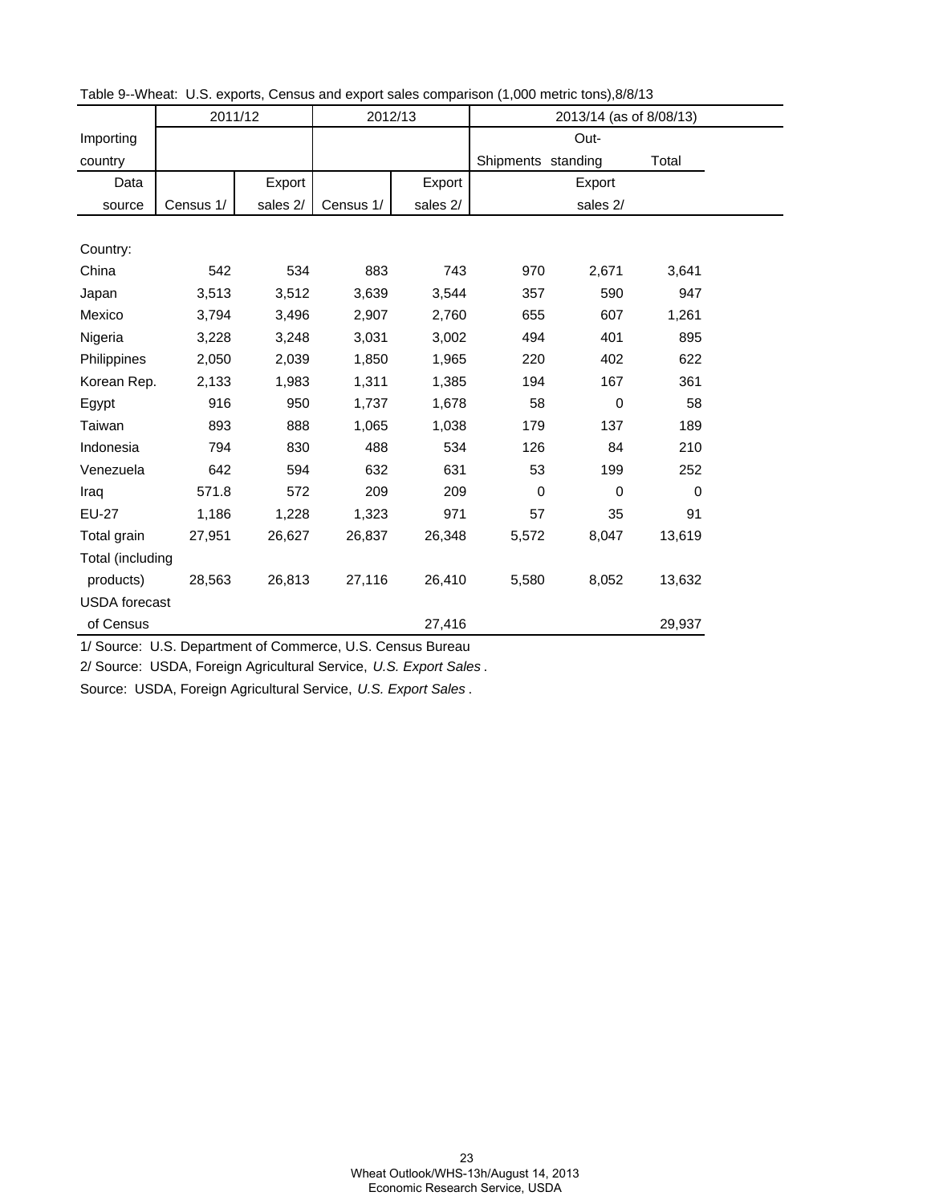Table 9--Wheat: U.S. exports, Census and export sales comparison (1,000 metric tons),8/8/13

| Importing country | 2011/12 | | 2012/13 | | 2013/14 (as of 8/08/13) | | |
|---|---|---|---|---|---|---|---|
| | | | | | Shipments | Out-standing | Total |
| Data source | Census 1/ | Export sales 2/ | Census 1/ | Export sales 2/ | Export sales 2/ | | |
| Country: | | | | | | | |
| China | 542 | 534 | 883 | 743 | 970 | 2,671 | 3,641 |
| Japan | 3,513 | 3,512 | 3,639 | 3,544 | 357 | 590 | 947 |
| Mexico | 3,794 | 3,496 | 2,907 | 2,760 | 655 | 607 | 1,261 |
| Nigeria | 3,228 | 3,248 | 3,031 | 3,002 | 494 | 401 | 895 |
| Philippines | 2,050 | 2,039 | 1,850 | 1,965 | 220 | 402 | 622 |
| Korean Rep. | 2,133 | 1,983 | 1,311 | 1,385 | 194 | 167 | 361 |
| Egypt | 916 | 950 | 1,737 | 1,678 | 58 | 0 | 58 |
| Taiwan | 893 | 888 | 1,065 | 1,038 | 179 | 137 | 189 |
| Indonesia | 794 | 830 | 488 | 534 | 126 | 84 | 210 |
| Venezuela | 642 | 594 | 632 | 631 | 53 | 199 | 252 |
| Iraq | 571.8 | 572 | 209 | 209 | 0 | 0 | 0 |
| EU-27 | 1,186 | 1,228 | 1,323 | 971 | 57 | 35 | 91 |
| Total grain | 27,951 | 26,627 | 26,837 | 26,348 | 5,572 | 8,047 | 13,619 |
| Total (including products) | 28,563 | 26,813 | 27,116 | 26,410 | 5,580 | 8,052 | 13,632 |
| USDA forecast of Census | | | | 27,416 | | | 29,937 |

1/ Source: U.S. Department of Commerce, U.S. Census Bureau

2/ Source: USDA, Foreign Agricultural Service, *U.S. Export Sales* .

Source: USDA, Foreign Agricultural Service, *U.S. Export Sales* .